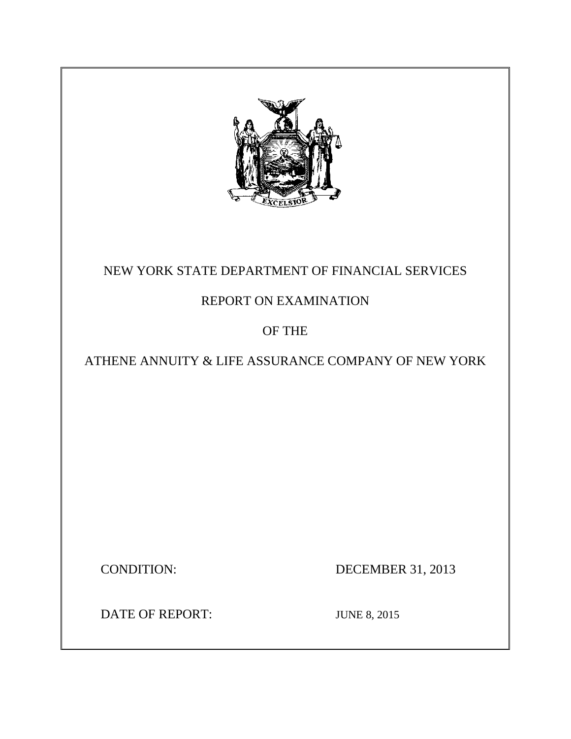NEW YORK STATE DEPARTMENT OF FINANCIAL SERVICES

REPORT ON EXAMINATION

OF THE

ATHENE ANNUITY & LIFE ASSURANCE COMPANY OF NEW YORK

CONDITION: DECEMBER 31, 2013

DATE OF REPORT: JUNE 8, 2015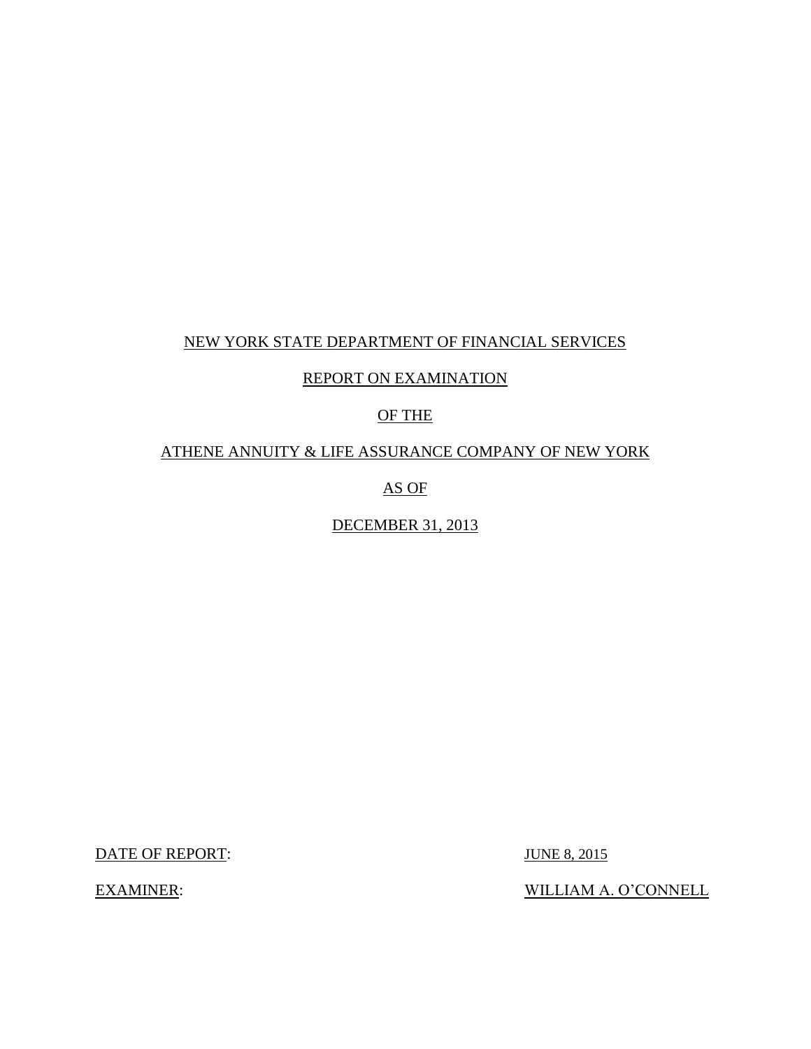NEW YORK STATE DEPARTMENT OF FINANCIAL SERVICES

REPORT ON EXAMINATION

OF THE

ATHENE ANNUITY & LIFE ASSURANCE COMPANY OF NEW YORK

AS OF

DECEMBER 31, 2013

DATE OF REPORT: JUNE 8, 2015

EXAMINER: WILLIAM A. O'CONNELL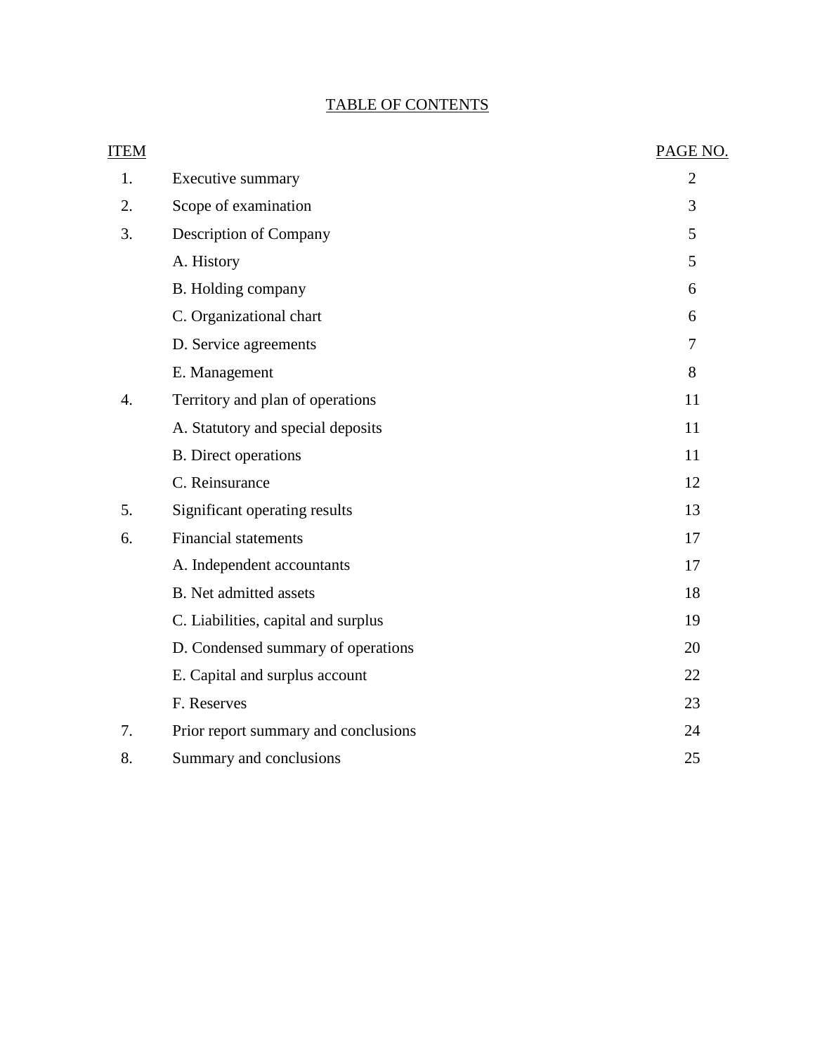# TABLE OF CONTENTS

| ITEM | | PAGE NO. |
|---|---|---|
| 1. | Executive summary | 2 |
| 2. | Scope of examination | 3 |
| 3. | Description of Company | 5 |
| | A. History | 5 |
| | B. Holding company | 6 |
| | C. Organizational chart | 6 |
| | D. Service agreements | 7 |
| | E. Management | 8 |
| 4. | Territory and plan of operations | 11 |
| | A. Statutory and special deposits | 11 |
| | B. Direct operations | 11 |
| | C. Reinsurance | 12 |
| 5. | Significant operating results | 13 |
| 6. | Financial statements | 17 |
| | A. Independent accountants | 17 |
| | B. Net admitted assets | 18 |
| | C. Liabilities, capital and surplus | 19 |
| | D. Condensed summary of operations | 20 |
| | E. Capital and surplus account | 22 |
| | F. Reserves | 23 |
| 7. | Prior report summary and conclusions | 24 |
| 8. | Summary and conclusions | 25 |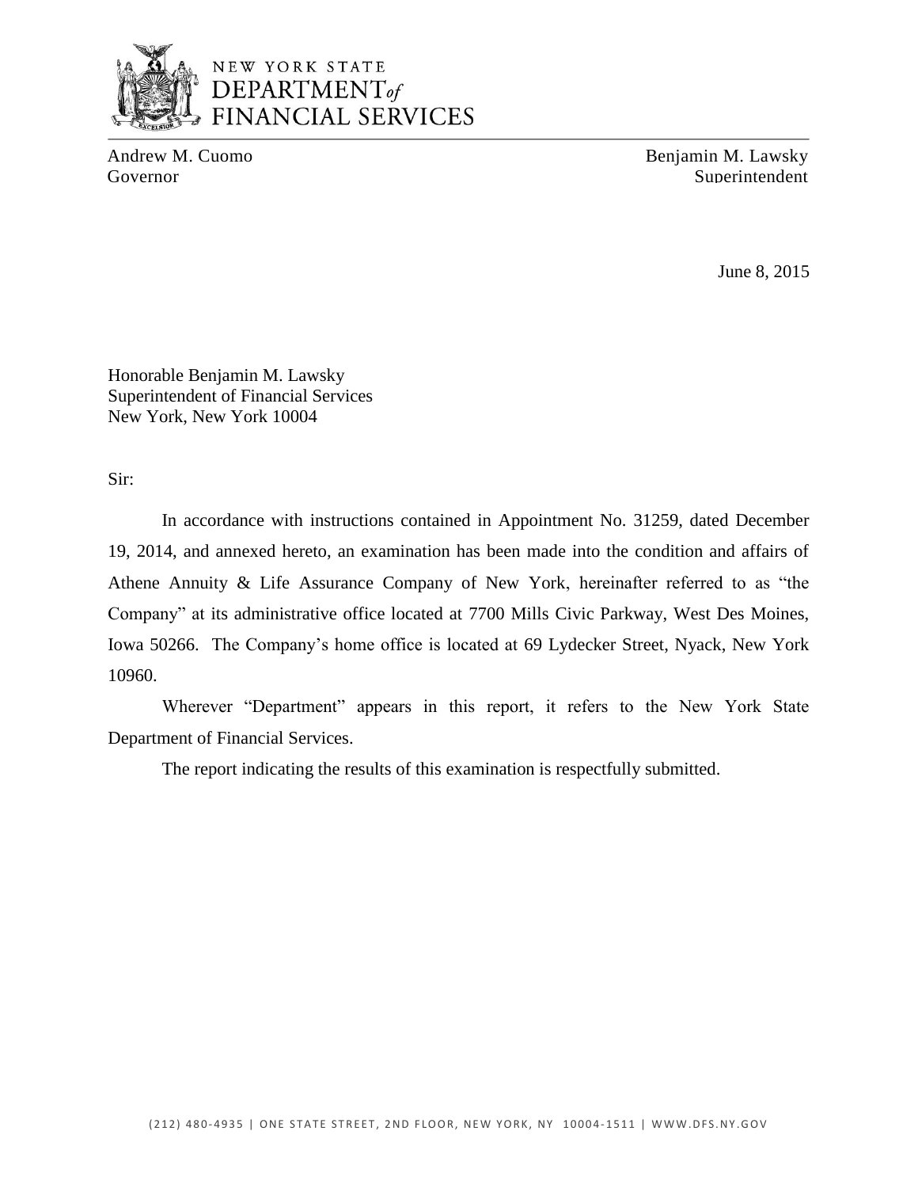NEW YORK STATE
DEPARTMENT of
FINANCIAL SERVICES

Andrew M. Cuomo
Governor

Benjamin M. Lawsky
Superintendent

June 8, 2015

Honorable Benjamin M. Lawsky
Superintendent of Financial Services
New York, New York 10004

Sir:

In accordance with instructions contained in Appointment No. 31259, dated December 19, 2014, and annexed hereto, an examination has been made into the condition and affairs of Athene Annuity & Life Assurance Company of New York, hereinafter referred to as "the Company" at its administrative office located at 7700 Mills Civic Parkway, West Des Moines, Iowa 50266. The Company's home office is located at 69 Lydecker Street, Nyack, New York 10960.

Wherever "Department" appears in this report, it refers to the New York State Department of Financial Services.

The report indicating the results of this examination is respectfully submitted.

(212) 480-4935 | ONE STATE STREET, 2ND FLOOR, NEW YORK, NY 10004-1511 | WWW.DFS.NY.GOV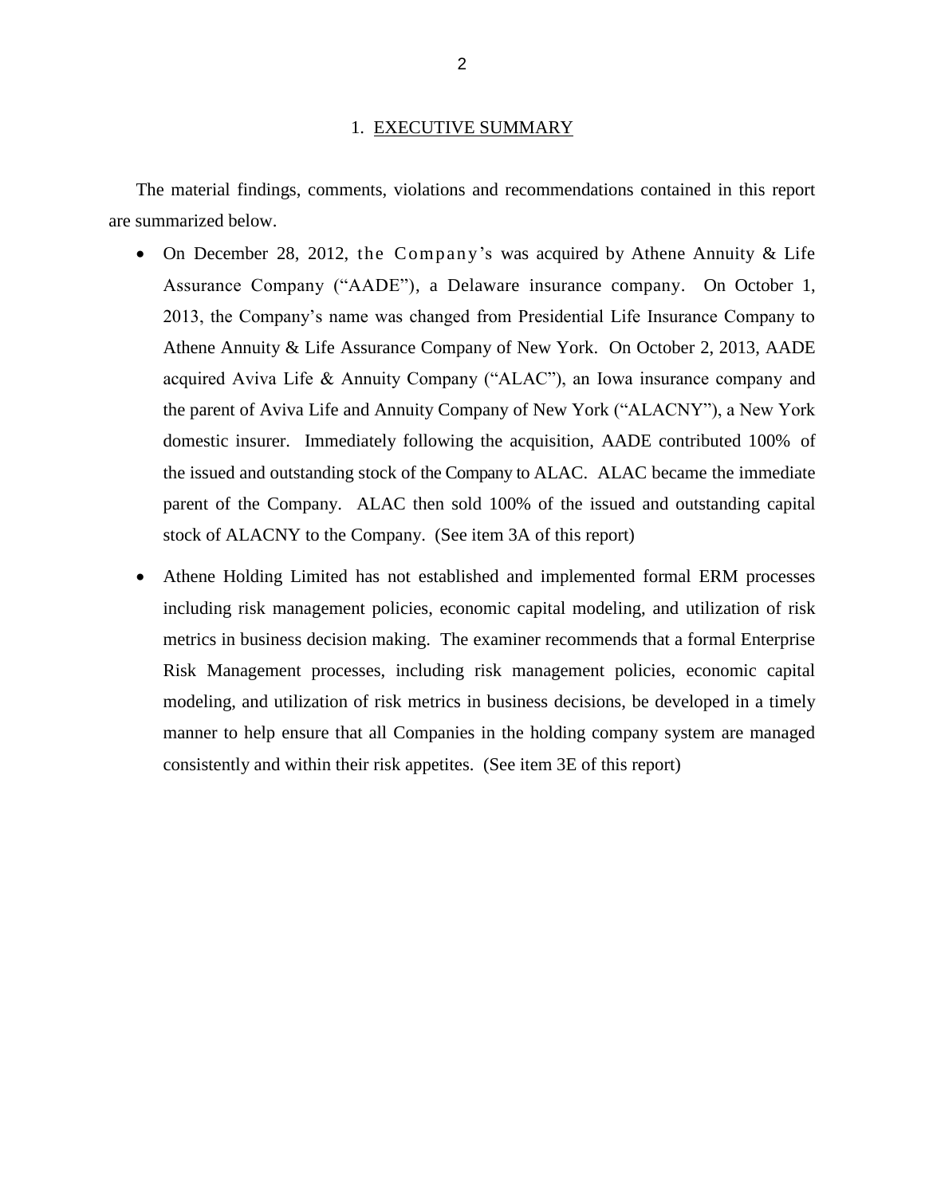# 1. EXECUTIVE SUMMARY

The material findings, comments, violations and recommendations contained in this report are summarized below.

- On December 28, 2012, the Company's was acquired by Athene Annuity & Life Assurance Company ("AADE"), a Delaware insurance company. On October 1, 2013, the Company's name was changed from Presidential Life Insurance Company to Athene Annuity & Life Assurance Company of New York. On October 2, 2013, AADE acquired Aviva Life & Annuity Company ("ALAC"), an Iowa insurance company and the parent of Aviva Life and Annuity Company of New York ("ALACNY"), a New York domestic insurer. Immediately following the acquisition, AADE contributed 100% of the issued and outstanding stock of the Company to ALAC. ALAC became the immediate parent of the Company. ALAC then sold 100% of the issued and outstanding capital stock of ALACNY to the Company. (See item 3A of this report)

- Athene Holding Limited has not established and implemented formal ERM processes including risk management policies, economic capital modeling, and utilization of risk metrics in business decision making. The examiner recommends that a formal Enterprise Risk Management processes, including risk management policies, economic capital modeling, and utilization of risk metrics in business decisions, be developed in a timely manner to help ensure that all Companies in the holding company system are managed consistently and within their risk appetites. (See item 3E of this report)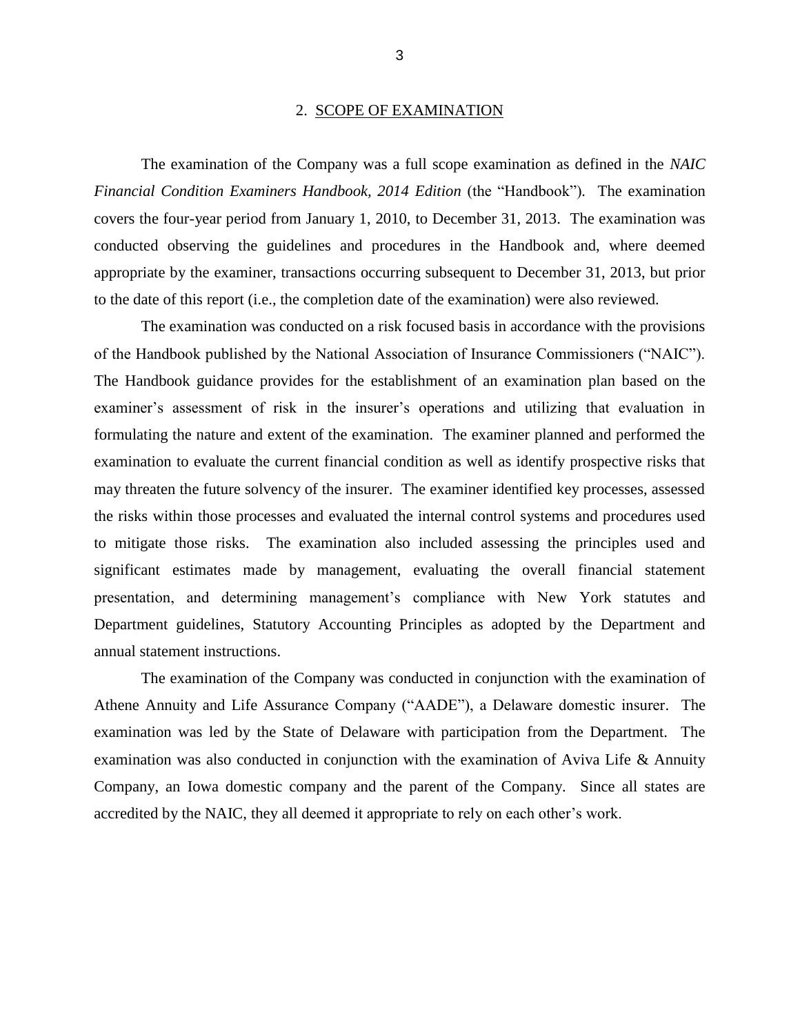## 2. SCOPE OF EXAMINATION

The examination of the Company was a full scope examination as defined in the *NAIC Financial Condition Examiners Handbook, 2014 Edition* (the "Handbook"). The examination covers the four-year period from January 1, 2010, to December 31, 2013. The examination was conducted observing the guidelines and procedures in the Handbook and, where deemed appropriate by the examiner, transactions occurring subsequent to December 31, 2013, but prior to the date of this report (i.e., the completion date of the examination) were also reviewed.

The examination was conducted on a risk focused basis in accordance with the provisions of the Handbook published by the National Association of Insurance Commissioners ("NAIC"). The Handbook guidance provides for the establishment of an examination plan based on the examiner's assessment of risk in the insurer's operations and utilizing that evaluation in formulating the nature and extent of the examination. The examiner planned and performed the examination to evaluate the current financial condition as well as identify prospective risks that may threaten the future solvency of the insurer. The examiner identified key processes, assessed the risks within those processes and evaluated the internal control systems and procedures used to mitigate those risks. The examination also included assessing the principles used and significant estimates made by management, evaluating the overall financial statement presentation, and determining management's compliance with New York statutes and Department guidelines, Statutory Accounting Principles as adopted by the Department and annual statement instructions.

The examination of the Company was conducted in conjunction with the examination of Athene Annuity and Life Assurance Company ("AADE"), a Delaware domestic insurer. The examination was led by the State of Delaware with participation from the Department. The examination was also conducted in conjunction with the examination of Aviva Life & Annuity Company, an Iowa domestic company and the parent of the Company. Since all states are accredited by the NAIC, they all deemed it appropriate to rely on each other's work.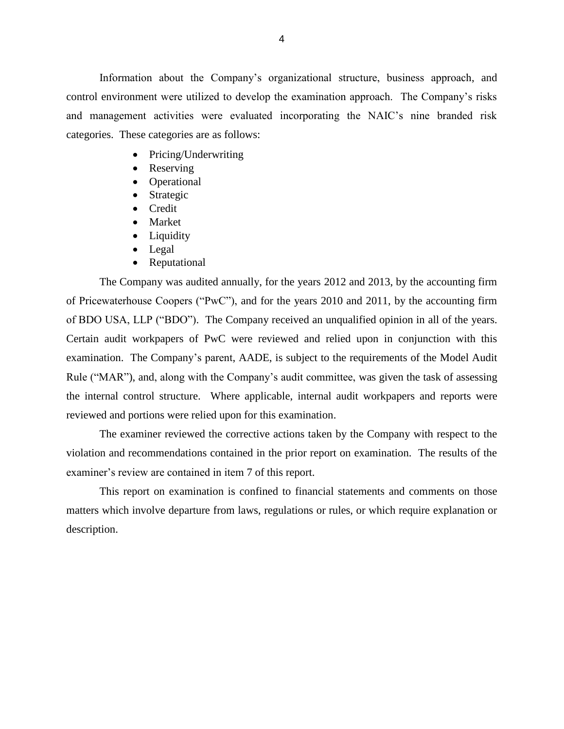Information about the Company's organizational structure, business approach, and control environment were utilized to develop the examination approach. The Company's risks and management activities were evaluated incorporating the NAIC's nine branded risk categories. These categories are as follows:

- Pricing/Underwriting
- Reserving
- Operational
- Strategic
- Credit
- Market
- Liquidity
- Legal
- Reputational

The Company was audited annually, for the years 2012 and 2013, by the accounting firm of Pricewaterhouse Coopers ("PwC"), and for the years 2010 and 2011, by the accounting firm of BDO USA, LLP ("BDO"). The Company received an unqualified opinion in all of the years. Certain audit workpapers of PwC were reviewed and relied upon in conjunction with this examination. The Company's parent, AADE, is subject to the requirements of the Model Audit Rule ("MAR"), and, along with the Company's audit committee, was given the task of assessing the internal control structure. Where applicable, internal audit workpapers and reports were reviewed and portions were relied upon for this examination.

The examiner reviewed the corrective actions taken by the Company with respect to the violation and recommendations contained in the prior report on examination. The results of the examiner's review are contained in item 7 of this report.

This report on examination is confined to financial statements and comments on those matters which involve departure from laws, regulations or rules, or which require explanation or description.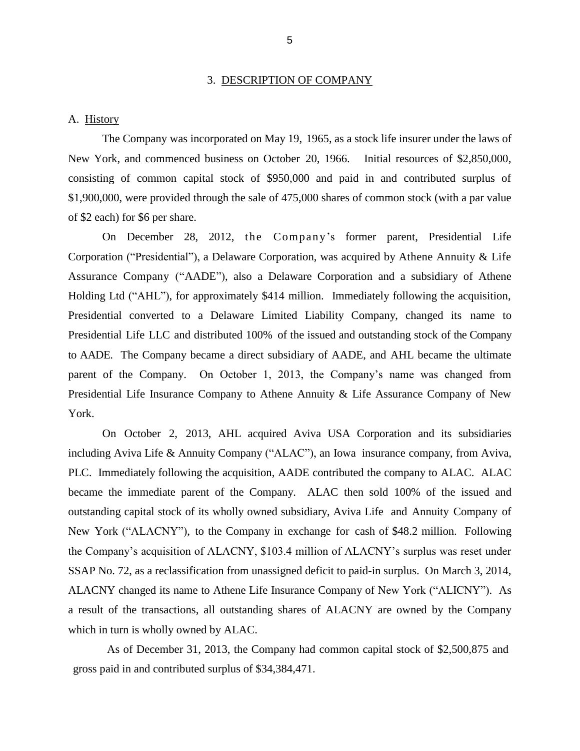## 3. DESCRIPTION OF COMPANY

### A. History

The Company was incorporated on May 19, 1965, as a stock life insurer under the laws of New York, and commenced business on October 20, 1966. Initial resources of $2,850,000, consisting of common capital stock of $950,000 and paid in and contributed surplus of $1,900,000, were provided through the sale of 475,000 shares of common stock (with a par value of $2 each) for $6 per share.

On December 28, 2012, the Company's former parent, Presidential Life Corporation ("Presidential"), a Delaware Corporation, was acquired by Athene Annuity & Life Assurance Company ("AADE"), also a Delaware Corporation and a subsidiary of Athene Holding Ltd ("AHL"), for approximately $414 million. Immediately following the acquisition, Presidential converted to a Delaware Limited Liability Company, changed its name to Presidential Life LLC and distributed 100% of the issued and outstanding stock of the Company to AADE. The Company became a direct subsidiary of AADE, and AHL became the ultimate parent of the Company. On October 1, 2013, the Company's name was changed from Presidential Life Insurance Company to Athene Annuity & Life Assurance Company of New York.

On October 2, 2013, AHL acquired Aviva USA Corporation and its subsidiaries including Aviva Life & Annuity Company ("ALAC"), an Iowa insurance company, from Aviva, PLC. Immediately following the acquisition, AADE contributed the company to ALAC. ALAC became the immediate parent of the Company. ALAC then sold 100% of the issued and outstanding capital stock of its wholly owned subsidiary, Aviva Life and Annuity Company of New York ("ALACNY"), to the Company in exchange for cash of $48.2 million. Following the Company's acquisition of ALACNY, $103.4 million of ALACNY's surplus was reset under SSAP No. 72, as a reclassification from unassigned deficit to paid-in surplus. On March 3, 2014, ALACNY changed its name to Athene Life Insurance Company of New York ("ALICNY"). As a result of the transactions, all outstanding shares of ALACNY are owned by the Company which in turn is wholly owned by ALAC.

As of December 31, 2013, the Company had common capital stock of $2,500,875 and gross paid in and contributed surplus of $34,384,471.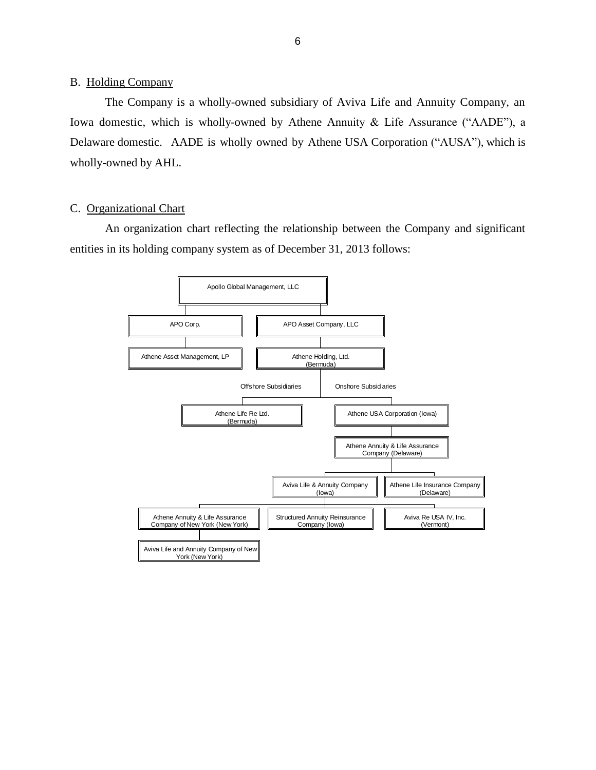B. Holding Company

The Company is a wholly-owned subsidiary of Aviva Life and Annuity Company, an Iowa domestic, which is wholly-owned by Athene Annuity & Life Assurance ("AADE"), a Delaware domestic. AADE is wholly owned by Athene USA Corporation ("AUSA"), which is wholly-owned by AHL.

C. Organizational Chart

An organization chart reflecting the relationship between the Company and significant entities in its holding company system as of December 31, 2013 follows:

- Apollo Global Management, LLC
  - APO Corp.
    - Athene Asset Management, LP
  - APO Asset Company, LLC
    - Athene Holding, Ltd. (Bermuda)
      - Offshore Subsidiaries
        - Athene Life Re Ltd. (Bermuda)
      - Onshore Subsidiaries
        - Athene USA Corporation (Iowa)
          - Athene Annuity & Life Assurance Company (Delaware)
            - Aviva Life & Annuity Company (Iowa)
              - Athene Annuity & Life Assurance Company of New York (New York)
                - Aviva Life and Annuity Company of New York (New York)
              - Structured Annuity Reinsurance Company (Iowa)
              - Aviva Re USA IV, Inc. (Vermont)
            - Athene Life Insurance Company (Delaware)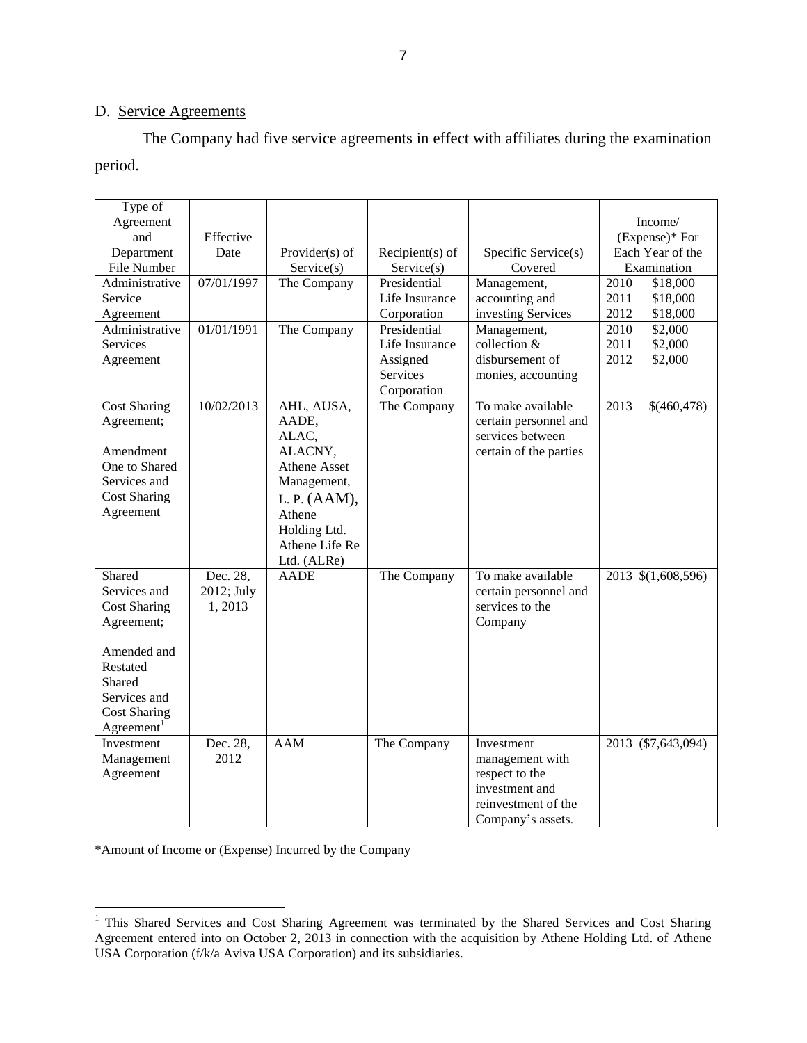D. Service Agreements

The Company had five service agreements in effect with affiliates during the examination period.

| Type of Agreement and Department File Number | Effective Date | Provider(s) of Service(s) | Recipient(s) of Service(s) | Specific Service(s) Covered | Income/ (Expense)* For Each Year of the Examination |
|---|---|---|---|---|---|
| Administrative Service Agreement | 07/01/1997 | The Company | Presidential Life Insurance Corporation | Management, accounting and investing Services | 2010 $18,000<br>2011 $18,000<br>2012 $18,000 |
| Administrative Services Agreement | 01/01/1991 | The Company | Presidential Life Insurance Assigned Services Corporation | Management, collection & disbursement of monies, accounting | 2010 $2,000<br>2011 $2,000<br>2012 $2,000 |
| Cost Sharing Agreement;<br><br>Amendment One to Shared Services and Cost Sharing Agreement | 10/02/2013 | AHL, AUSA, AADE, ALAC, ALACNY, Athene Asset Management, L. P. (AAM), Athene Holding Ltd. Athene Life Re Ltd. (ALRe) | The Company | To make available certain personnel and services between certain of the parties | 2013 $(460,478) |
| Shared Services and Cost Sharing Agreement;<br><br>Amended and Restated Shared Services and Cost Sharing Agreement[1] | Dec. 28, 2012; July 1, 2013 | AADE | The Company | To make available certain personnel and services to the Company | 2013 $(1,608,596) |
| Investment Management Agreement | Dec. 28, 2012 | AAM | The Company | Investment management with respect to the investment and reinvestment of the Company's assets. | 2013 ($7,643,094) |

*Amount of Income or (Expense) Incurred by the Company

[1] This Shared Services and Cost Sharing Agreement was terminated by the Shared Services and Cost Sharing Agreement entered into on October 2, 2013 in connection with the acquisition by Athene Holding Ltd. of Athene USA Corporation (f/k/a Aviva USA Corporation) and its subsidiaries.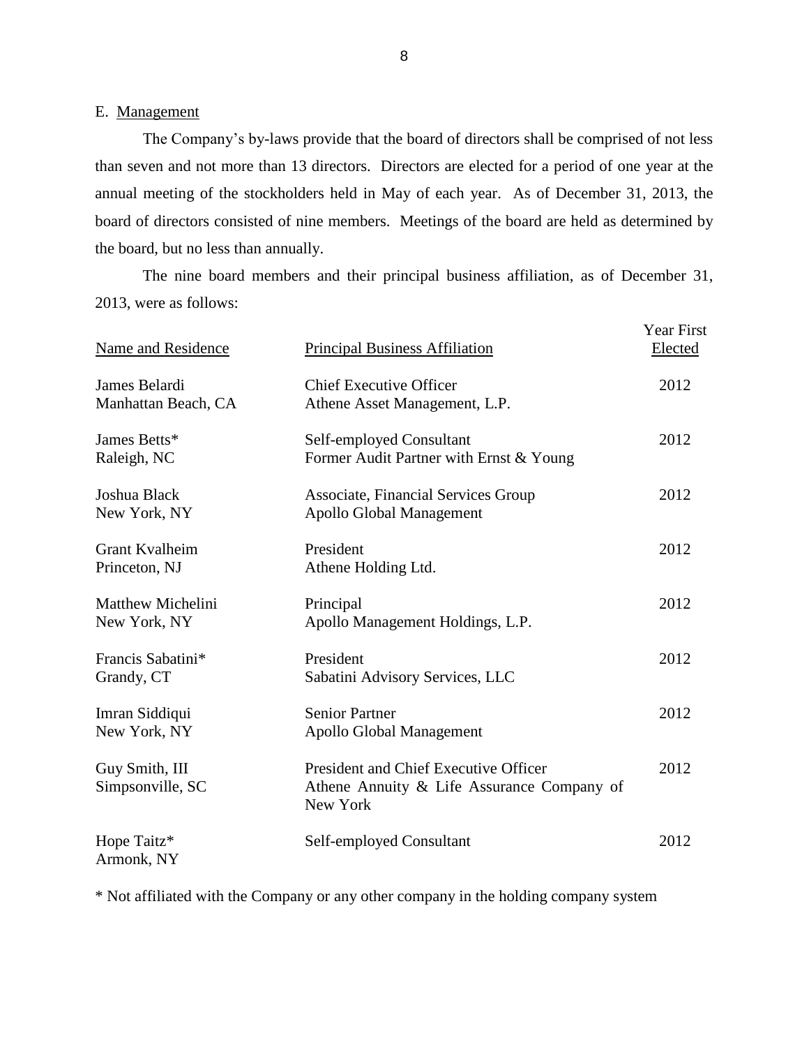## E. Management

The Company's by-laws provide that the board of directors shall be comprised of not less than seven and not more than 13 directors. Directors are elected for a period of one year at the annual meeting of the stockholders held in May of each year. As of December 31, 2013, the board of directors consisted of nine members. Meetings of the board are held as determined by the board, but no less than annually.

The nine board members and their principal business affiliation, as of December 31, 2013, were as follows:

| Name and Residence | Principal Business Affiliation | Year First Elected |
|---|---|---|
| James Belardi<br>Manhattan Beach, CA | Chief Executive Officer<br>Athene Asset Management, L.P. | 2012 |
| James Betts*<br>Raleigh, NC | Self-employed Consultant<br>Former Audit Partner with Ernst & Young | 2012 |
| Joshua Black<br>New York, NY | Associate, Financial Services Group<br>Apollo Global Management | 2012 |
| Grant Kvalheim<br>Princeton, NJ | President<br>Athene Holding Ltd. | 2012 |
| Matthew Michelini<br>New York, NY | Principal<br>Apollo Management Holdings, L.P. | 2012 |
| Francis Sabatini*<br>Grandy, CT | President<br>Sabatini Advisory Services, LLC | 2012 |
| Imran Siddiqui<br>New York, NY | Senior Partner<br>Apollo Global Management | 2012 |
| Guy Smith, III<br>Simpsonville, SC | President and Chief Executive Officer<br>Athene Annuity & Life Assurance Company of New York | 2012 |
| Hope Taitz*<br>Armonk, NY | Self-employed Consultant | 2012 |

\* Not affiliated with the Company or any other company in the holding company system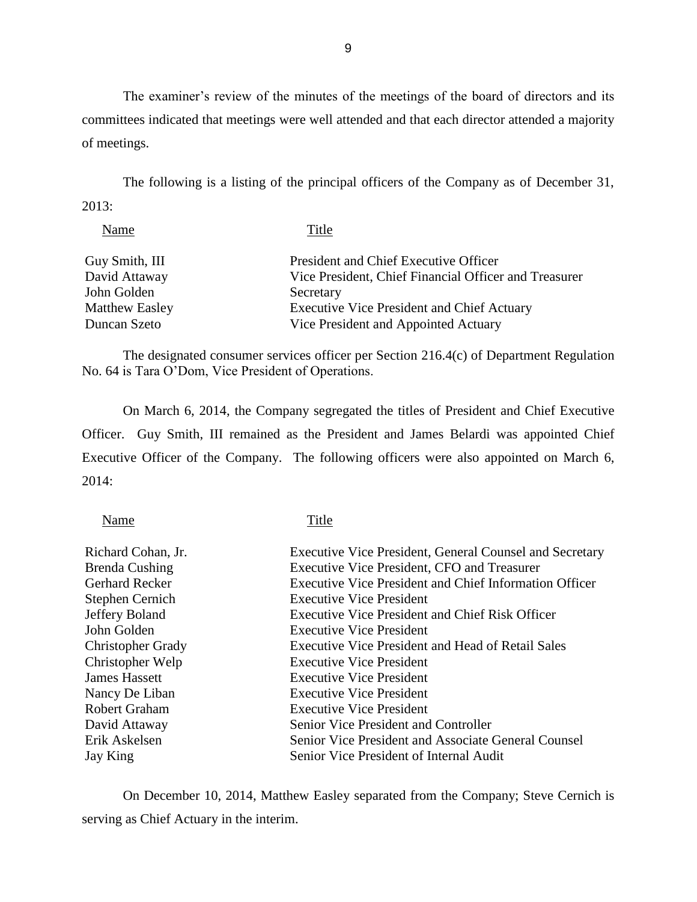The examiner's review of the minutes of the meetings of the board of directors and its committees indicated that meetings were well attended and that each director attended a majority of meetings.

The following is a listing of the principal officers of the Company as of December 31, 2013:

| Name | Title |
| --- | --- |
| Guy Smith, III | President and Chief Executive Officer |
| David Attaway | Vice President, Chief Financial Officer and Treasurer |
| John Golden | Secretary |
| Matthew Easley | Executive Vice President and Chief Actuary |
| Duncan Szeto | Vice President and Appointed Actuary |

The designated consumer services officer per Section 216.4(c) of Department Regulation No. 64 is Tara O'Dom, Vice President of Operations.

On March 6, 2014, the Company segregated the titles of President and Chief Executive Officer. Guy Smith, III remained as the President and James Belardi was appointed Chief Executive Officer of the Company. The following officers were also appointed on March 6, 2014:

| Name | Title |
| --- | --- |
| Richard Cohan, Jr. | Executive Vice President, General Counsel and Secretary |
| Brenda Cushing | Executive Vice President, CFO and Treasurer |
| Gerhard Recker | Executive Vice President and Chief Information Officer |
| Stephen Cernich | Executive Vice President |
| Jeffery Boland | Executive Vice President and Chief Risk Officer |
| John Golden | Executive Vice President |
| Christopher Grady | Executive Vice President and Head of Retail Sales |
| Christopher Welp | Executive Vice President |
| James Hassett | Executive Vice President |
| Nancy De Liban | Executive Vice President |
| Robert Graham | Executive Vice President |
| David Attaway | Senior Vice President and Controller |
| Erik Askelsen | Senior Vice President and Associate General Counsel |
| Jay King | Senior Vice President of Internal Audit |

On December 10, 2014, Matthew Easley separated from the Company; Steve Cernich is serving as Chief Actuary in the interim.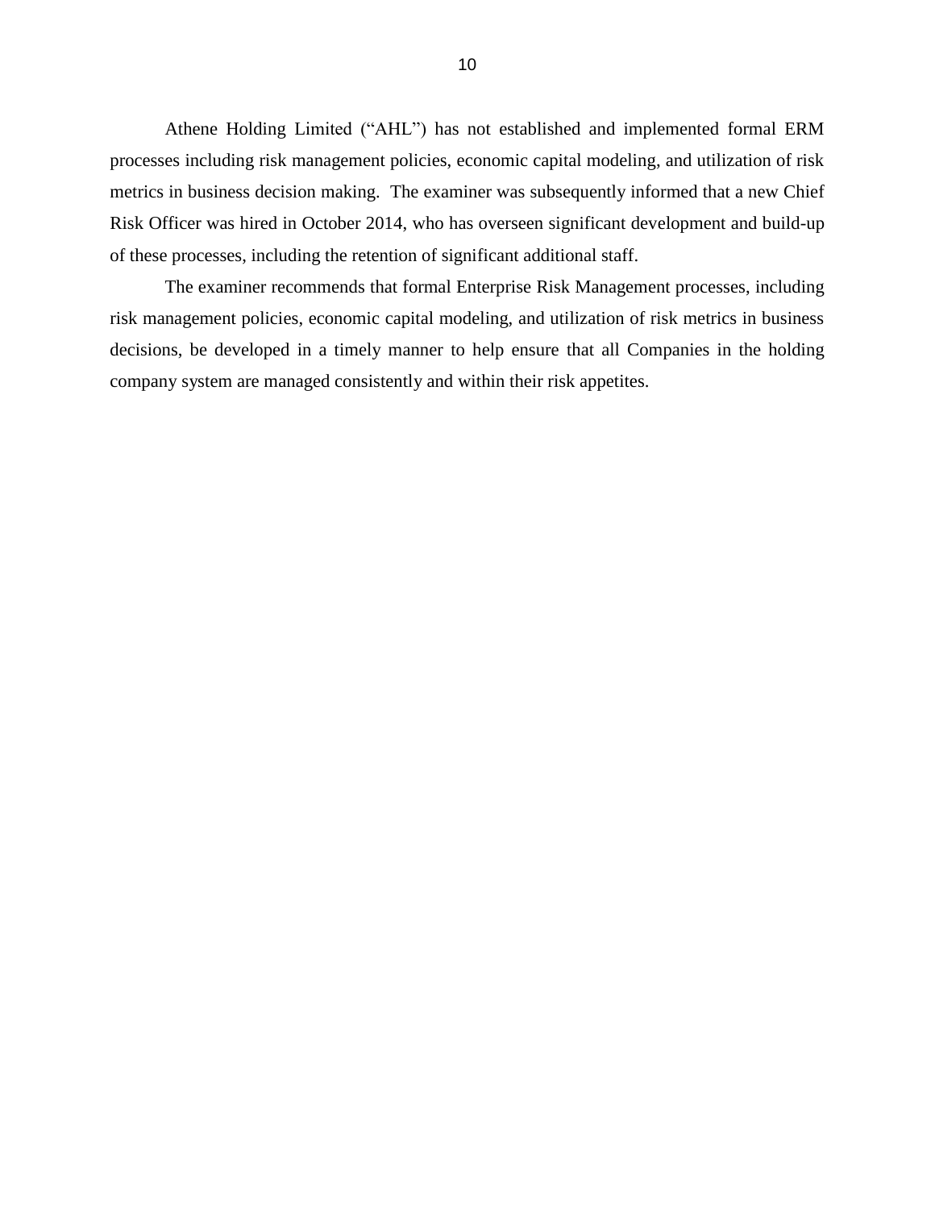Athene Holding Limited ("AHL") has not established and implemented formal ERM processes including risk management policies, economic capital modeling, and utilization of risk metrics in business decision making. The examiner was subsequently informed that a new Chief Risk Officer was hired in October 2014, who has overseen significant development and build-up of these processes, including the retention of significant additional staff.

The examiner recommends that formal Enterprise Risk Management processes, including risk management policies, economic capital modeling, and utilization of risk metrics in business decisions, be developed in a timely manner to help ensure that all Companies in the holding company system are managed consistently and within their risk appetites.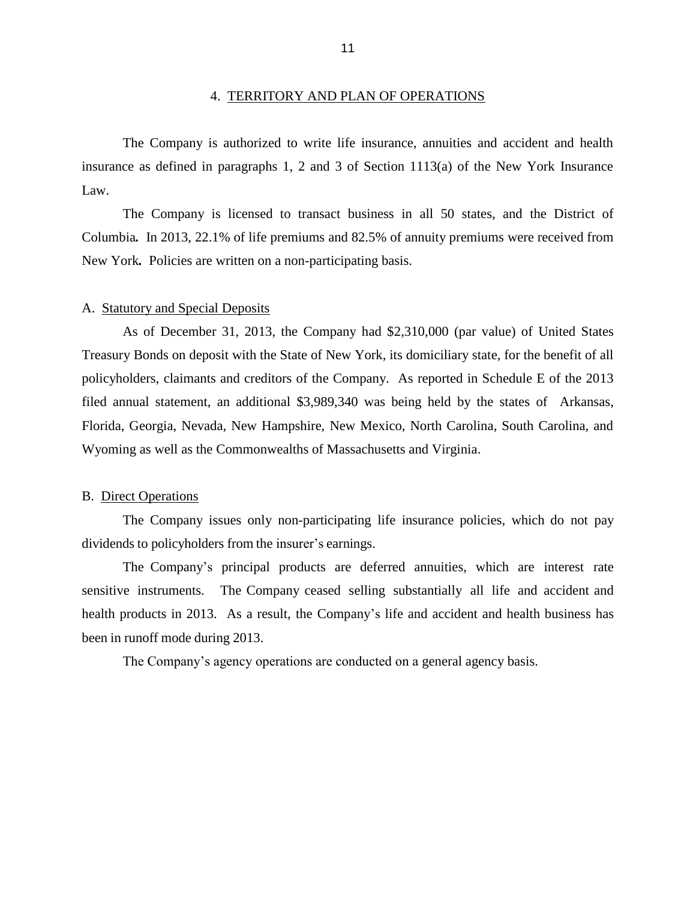## 4. TERRITORY AND PLAN OF OPERATIONS

The Company is authorized to write life insurance, annuities and accident and health insurance as defined in paragraphs 1, 2 and 3 of Section 1113(a) of the New York Insurance Law.

The Company is licensed to transact business in all 50 states, and the District of Columbia. In 2013, 22.1% of life premiums and 82.5% of annuity premiums were received from New York. Policies are written on a non-participating basis.

### A. Statutory and Special Deposits

As of December 31, 2013, the Company had $2,310,000 (par value) of United States Treasury Bonds on deposit with the State of New York, its domiciliary state, for the benefit of all policyholders, claimants and creditors of the Company. As reported in Schedule E of the 2013 filed annual statement, an additional $3,989,340 was being held by the states of Arkansas, Florida, Georgia, Nevada, New Hampshire, New Mexico, North Carolina, South Carolina, and Wyoming as well as the Commonwealths of Massachusetts and Virginia.

### B. Direct Operations

The Company issues only non-participating life insurance policies, which do not pay dividends to policyholders from the insurer's earnings.

The Company's principal products are deferred annuities, which are interest rate sensitive instruments. The Company ceased selling substantially all life and accident and health products in 2013. As a result, the Company's life and accident and health business has been in runoff mode during 2013.

The Company's agency operations are conducted on a general agency basis.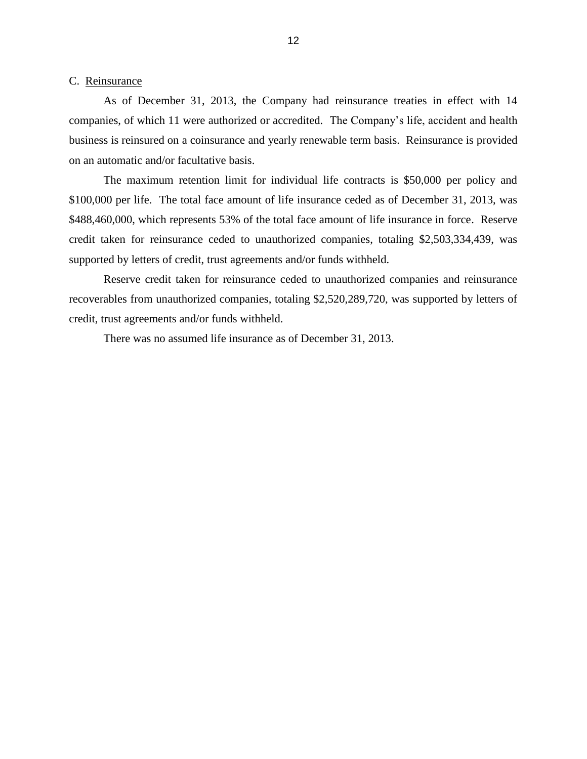C. Reinsurance

As of December 31, 2013, the Company had reinsurance treaties in effect with 14 companies, of which 11 were authorized or accredited. The Company's life, accident and health business is reinsured on a coinsurance and yearly renewable term basis. Reinsurance is provided on an automatic and/or facultative basis.

The maximum retention limit for individual life contracts is $50,000 per policy and $100,000 per life. The total face amount of life insurance ceded as of December 31, 2013, was $488,460,000, which represents 53% of the total face amount of life insurance in force. Reserve credit taken for reinsurance ceded to unauthorized companies, totaling $2,503,334,439, was supported by letters of credit, trust agreements and/or funds withheld.

Reserve credit taken for reinsurance ceded to unauthorized companies and reinsurance recoverables from unauthorized companies, totaling $2,520,289,720, was supported by letters of credit, trust agreements and/or funds withheld.

There was no assumed life insurance as of December 31, 2013.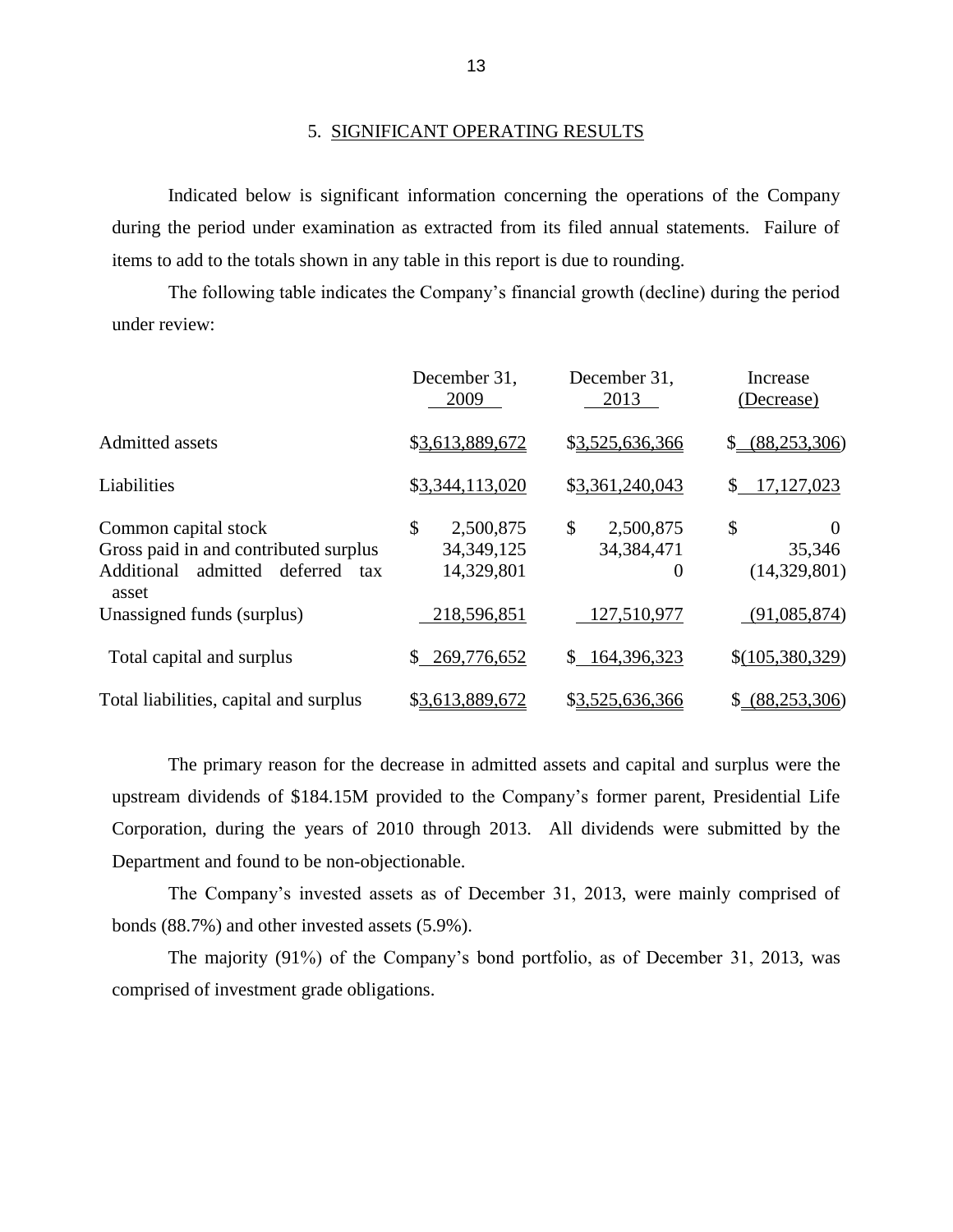## 5. SIGNIFICANT OPERATING RESULTS

Indicated below is significant information concerning the operations of the Company during the period under examination as extracted from its filed annual statements. Failure of items to add to the totals shown in any table in this report is due to rounding.

The following table indicates the Company's financial growth (decline) during the period under review:

| | December 31, 2009 | December 31, 2013 | Increase (Decrease) |
|---|---|---|---|
| Admitted assets | $3,613,889,672 | $3,525,636,366 | $ (88,253,306) |
| Liabilities | $3,344,113,020 | $3,361,240,043 | $ 17,127,023 |
| Common capital stock | $ 2,500,875 | $ 2,500,875 | $ 0 |
| Gross paid in and contributed surplus | 34,349,125 | 34,384,471 | 35,346 |
| Additional admitted deferred tax asset | 14,329,801 | 0 | (14,329,801) |
| Unassigned funds (surplus) | 218,596,851 | 127,510,977 | (91,085,874) |
| Total capital and surplus | $ 269,776,652 | $ 164,396,323 | $(105,380,329) |
| Total liabilities, capital and surplus | $3,613,889,672 | $3,525,636,366 | $ (88,253,306) |

The primary reason for the decrease in admitted assets and capital and surplus were the upstream dividends of $184.15M provided to the Company's former parent, Presidential Life Corporation, during the years of 2010 through 2013. All dividends were submitted by the Department and found to be non-objectionable.

The Company's invested assets as of December 31, 2013, were mainly comprised of bonds (88.7%) and other invested assets (5.9%).

The majority (91%) of the Company's bond portfolio, as of December 31, 2013, was comprised of investment grade obligations.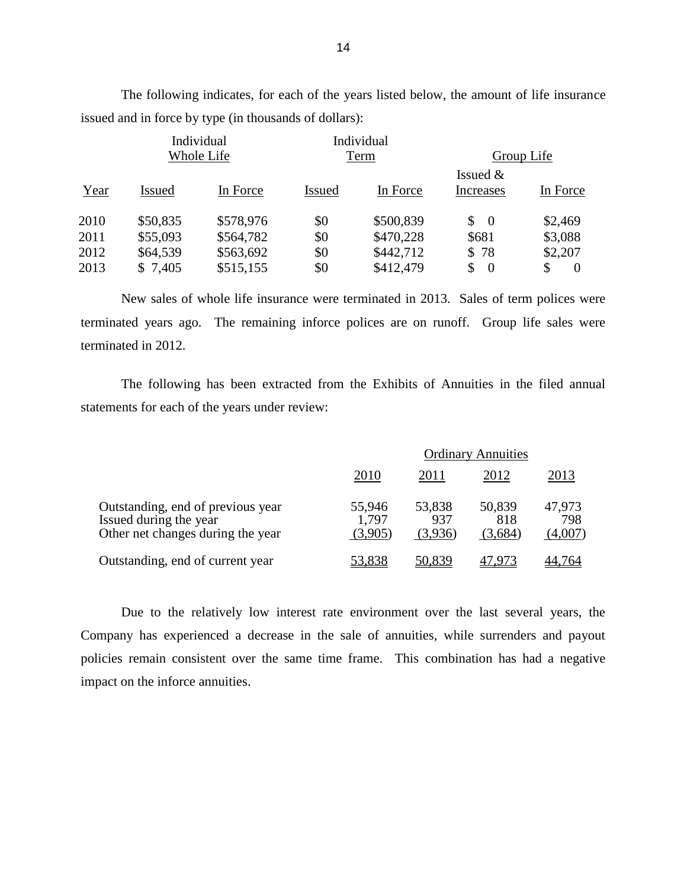The following indicates, for each of the years listed below, the amount of life insurance issued and in force by type (in thousands of dollars):

| | Individual Whole Life | | Individual Term | | Group Life | |
|---|---|---|---|---|---|---|
| Year | Issued | In Force | Issued | In Force | Issued & Increases | In Force |
| 2010 | $50,835 | $578,976 | $0 | $500,839 | $ 0 | $2,469 |
| 2011 | $55,093 | $564,782 | $0 | $470,228 | $681 | $3,088 |
| 2012 | $64,539 | $563,692 | $0 | $442,712 | $ 78 | $2,207 |
| 2013 | $ 7,405 | $515,155 | $0 | $412,479 | $ 0 | $ 0 |

New sales of whole life insurance were terminated in 2013. Sales of term polices were terminated years ago. The remaining inforce polices are on runoff. Group life sales were terminated in 2012.

The following has been extracted from the Exhibits of Annuities in the filed annual statements for each of the years under review:

| | Ordinary Annuities | | | |
|---|---|---|---|---|
| | 2010 | 2011 | 2012 | 2013 |
| Outstanding, end of previous year | 55,946 | 53,838 | 50,839 | 47,973 |
| Issued during the year | 1,797 | 937 | 818 | 798 |
| Other net changes during the year | (3,905) | (3,936) | (3,684) | (4,007) |
| Outstanding, end of current year | 53,838 | 50,839 | 47,973 | 44,764 |

Due to the relatively low interest rate environment over the last several years, the Company has experienced a decrease in the sale of annuities, while surrenders and payout policies remain consistent over the same time frame. This combination has had a negative impact on the inforce annuities.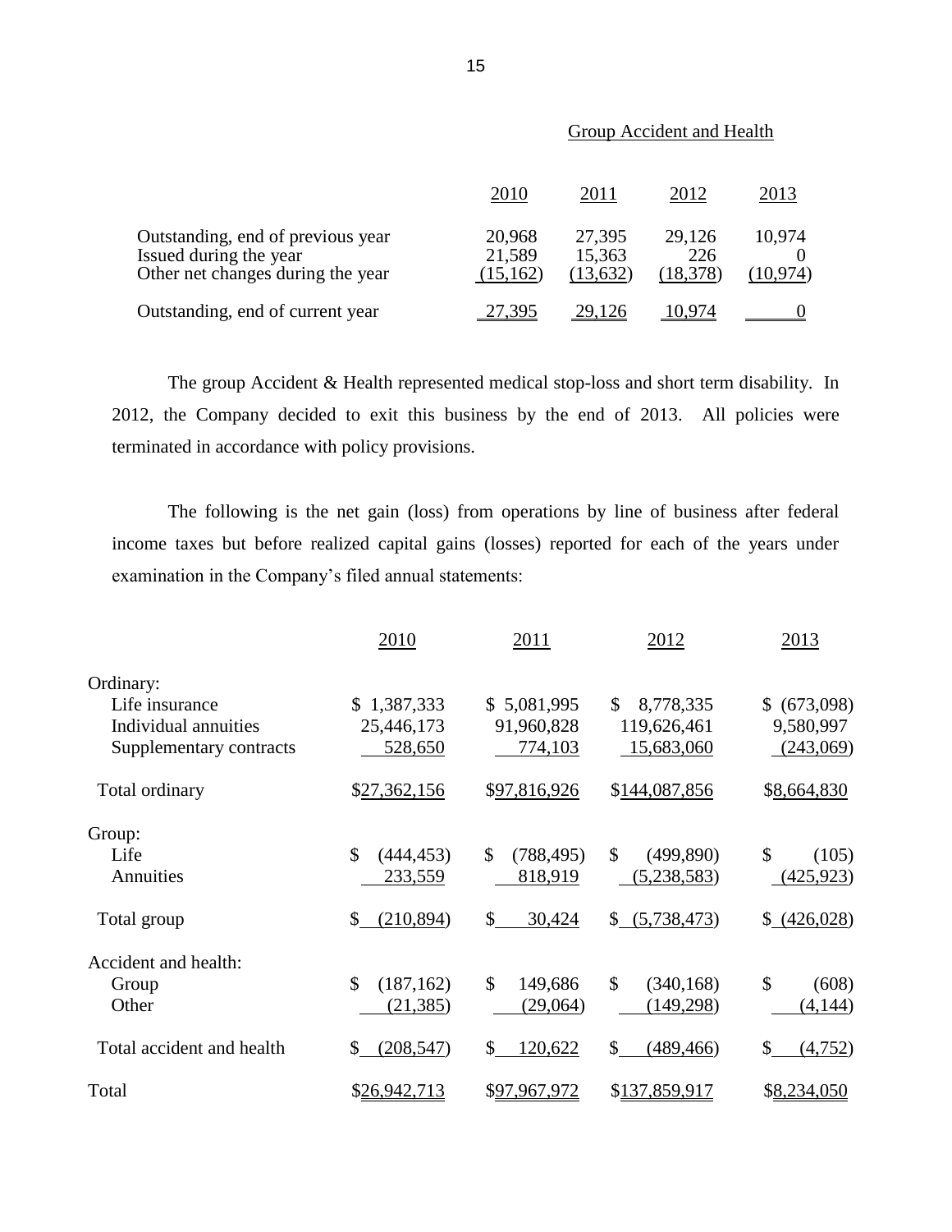| | Group Accident and Health | | | |
|---|---|---|---|---|
| | 2010 | 2011 | 2012 | 2013 |
| Outstanding, end of previous year | 20,968 | 27,395 | 29,126 | 10,974 |
| Issued during the year | 21,589 | 15,363 | 226 | 0 |
| Other net changes during the year | (15,162) | (13,632) | (18,378) | (10,974) |
| Outstanding, end of current year | 27,395 | 29,126 | 10,974 | 0 |

The group Accident & Health represented medical stop-loss and short term disability. In 2012, the Company decided to exit this business by the end of 2013. All policies were terminated in accordance with policy provisions.

The following is the net gain (loss) from operations by line of business after federal income taxes but before realized capital gains (losses) reported for each of the years under examination in the Company's filed annual statements:

| | 2010 | 2011 | 2012 | 2013 |
|---|---|---|---|---|
| Ordinary: | | | | |
| Life insurance | $ 1,387,333 | $ 5,081,995 | $ 8,778,335 | $ (673,098) |
| Individual annuities | 25,446,173 | 91,960,828 | 119,626,461 | 9,580,997 |
| Supplementary contracts | 528,650 | 774,103 | 15,683,060 | (243,069) |
| Total ordinary | $27,362,156 | $97,816,926 | $144,087,856 | $8,664,830 |
| Group: | | | | |
| Life | $ (444,453) | $ (788,495) | $ (499,890) | $ (105) |
| Annuities | 233,559 | 818,919 | (5,238,583) | (425,923) |
| Total group | $ (210,894) | $ 30,424 | $ (5,738,473) | $ (426,028) |
| Accident and health: | | | | |
| Group | $ (187,162) | $ 149,686 | $ (340,168) | $ (608) |
| Other | (21,385) | (29,064) | (149,298) | (4,144) |
| Total accident and health | $ (208,547) | $ 120,622 | $ (489,466) | $ (4,752) |
| Total | $26,942,713 | $97,967,972 | $137,859,917 | $8,234,050 |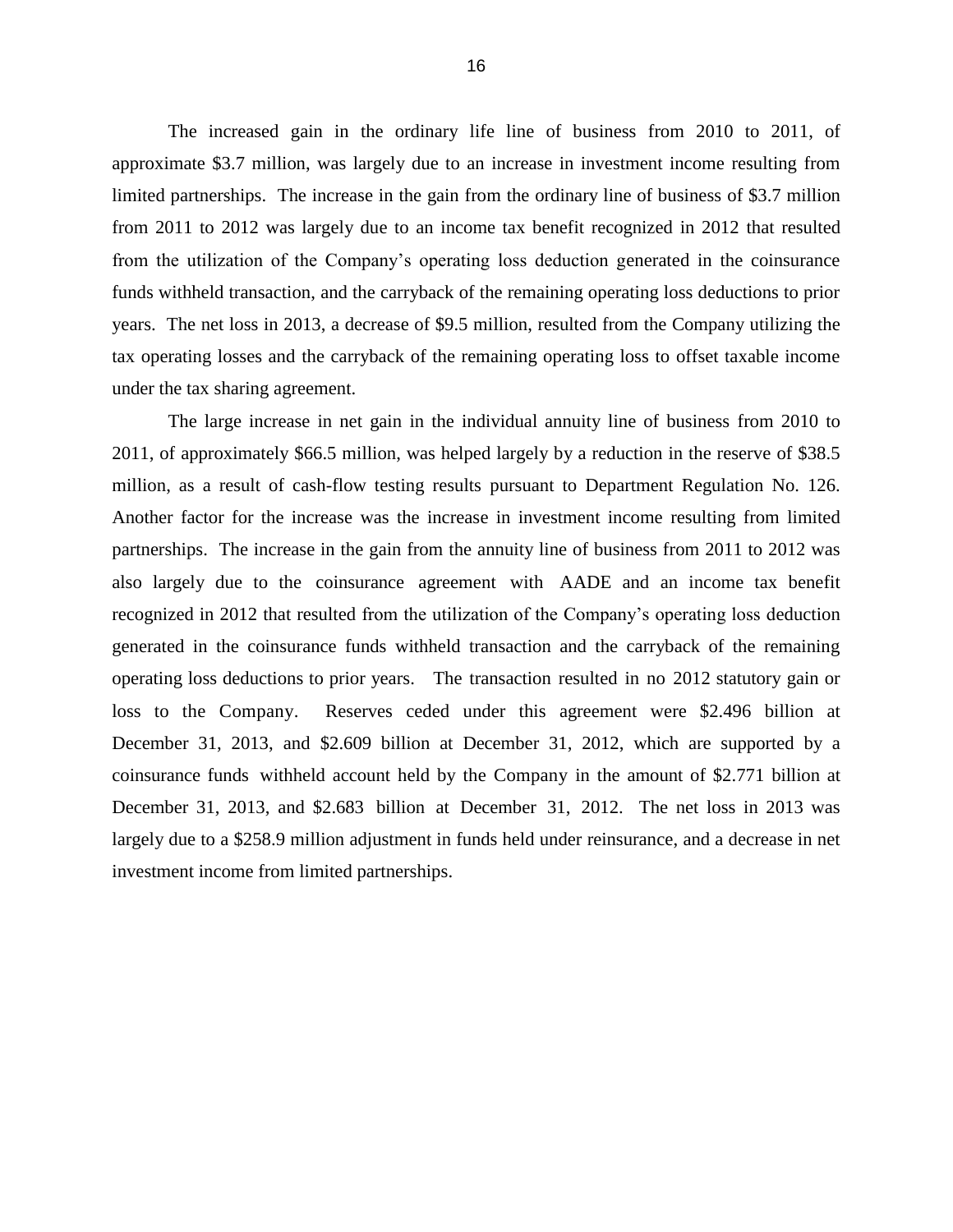The increased gain in the ordinary life line of business from 2010 to 2011, of approximate $3.7 million, was largely due to an increase in investment income resulting from limited partnerships. The increase in the gain from the ordinary line of business of $3.7 million from 2011 to 2012 was largely due to an income tax benefit recognized in 2012 that resulted from the utilization of the Company's operating loss deduction generated in the coinsurance funds withheld transaction, and the carryback of the remaining operating loss deductions to prior years. The net loss in 2013, a decrease of $9.5 million, resulted from the Company utilizing the tax operating losses and the carryback of the remaining operating loss to offset taxable income under the tax sharing agreement.

The large increase in net gain in the individual annuity line of business from 2010 to 2011, of approximately $66.5 million, was helped largely by a reduction in the reserve of $38.5 million, as a result of cash-flow testing results pursuant to Department Regulation No. 126. Another factor for the increase was the increase in investment income resulting from limited partnerships. The increase in the gain from the annuity line of business from 2011 to 2012 was also largely due to the coinsurance agreement with AADE and an income tax benefit recognized in 2012 that resulted from the utilization of the Company's operating loss deduction generated in the coinsurance funds withheld transaction and the carryback of the remaining operating loss deductions to prior years. The transaction resulted in no 2012 statutory gain or loss to the Company. Reserves ceded under this agreement were $2.496 billion at December 31, 2013, and $2.609 billion at December 31, 2012, which are supported by a coinsurance funds withheld account held by the Company in the amount of $2.771 billion at December 31, 2013, and $2.683 billion at December 31, 2012. The net loss in 2013 was largely due to a $258.9 million adjustment in funds held under reinsurance, and a decrease in net investment income from limited partnerships.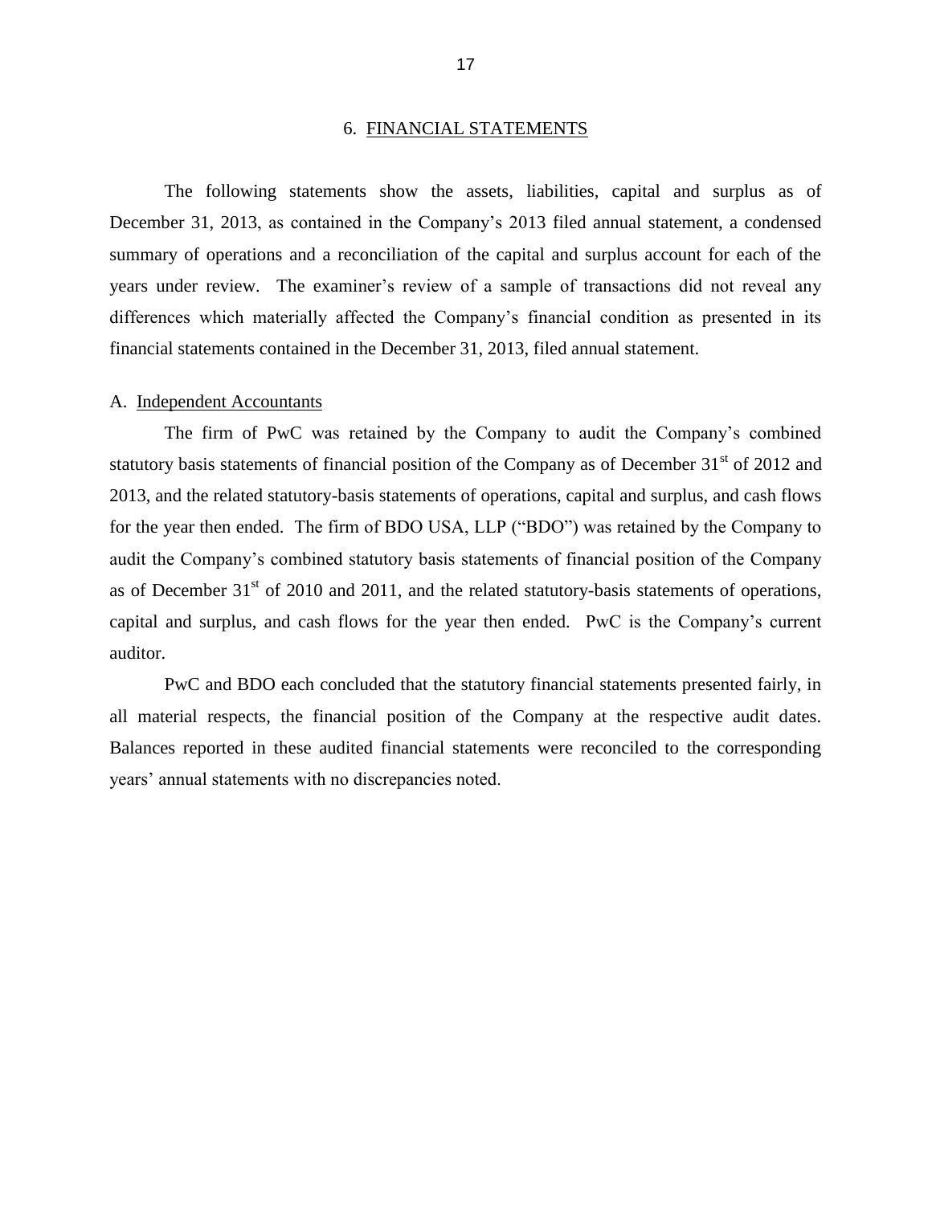## 6. FINANCIAL STATEMENTS

The following statements show the assets, liabilities, capital and surplus as of December 31, 2013, as contained in the Company's 2013 filed annual statement, a condensed summary of operations and a reconciliation of the capital and surplus account for each of the years under review. The examiner's review of a sample of transactions did not reveal any differences which materially affected the Company's financial condition as presented in its financial statements contained in the December 31, 2013, filed annual statement.

### A. Independent Accountants

The firm of PwC was retained by the Company to audit the Company's combined statutory basis statements of financial position of the Company as of December 31st of 2012 and 2013, and the related statutory-basis statements of operations, capital and surplus, and cash flows for the year then ended. The firm of BDO USA, LLP ("BDO") was retained by the Company to audit the Company's combined statutory basis statements of financial position of the Company as of December 31st of 2010 and 2011, and the related statutory-basis statements of operations, capital and surplus, and cash flows for the year then ended. PwC is the Company's current auditor.

PwC and BDO each concluded that the statutory financial statements presented fairly, in all material respects, the financial position of the Company at the respective audit dates. Balances reported in these audited financial statements were reconciled to the corresponding years' annual statements with no discrepancies noted.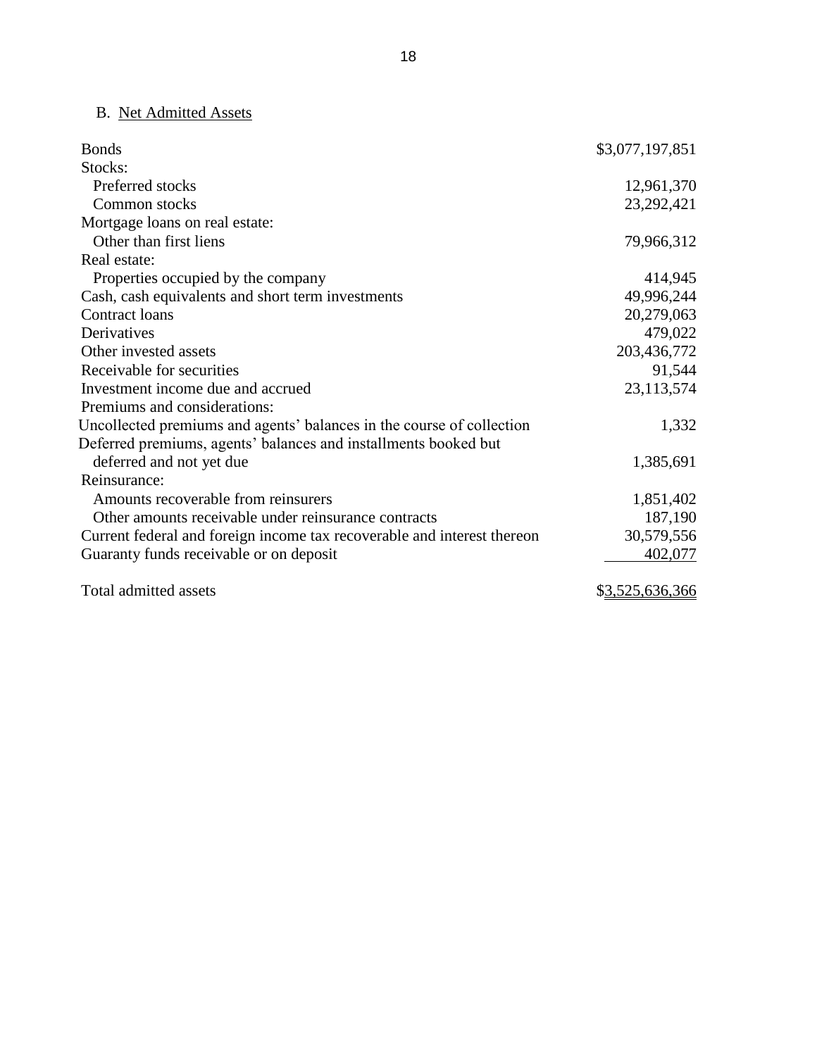B. Net Admitted Assets

| | |
|---|---:|
| Bonds | $3,077,197,851 |
| Stocks: | |
| Preferred stocks | 12,961,370 |
| Common stocks | 23,292,421 |
| Mortgage loans on real estate: | |
| Other than first liens | 79,966,312 |
| Real estate: | |
| Properties occupied by the company | 414,945 |
| Cash, cash equivalents and short term investments | 49,996,244 |
| Contract loans | 20,279,063 |
| Derivatives | 479,022 |
| Other invested assets | 203,436,772 |
| Receivable for securities | 91,544 |
| Investment income due and accrued | 23,113,574 |
| Premiums and considerations: | |
| Uncollected premiums and agents' balances in the course of collection | 1,332 |
| Deferred premiums, agents' balances and installments booked but deferred and not yet due | 1,385,691 |
| Reinsurance: | |
| Amounts recoverable from reinsurers | 1,851,402 |
| Other amounts receivable under reinsurance contracts | 187,190 |
| Current federal and foreign income tax recoverable and interest thereon | 30,579,556 |
| Guaranty funds receivable or on deposit | 402,077 |
| Total admitted assets | $3,525,636,366 |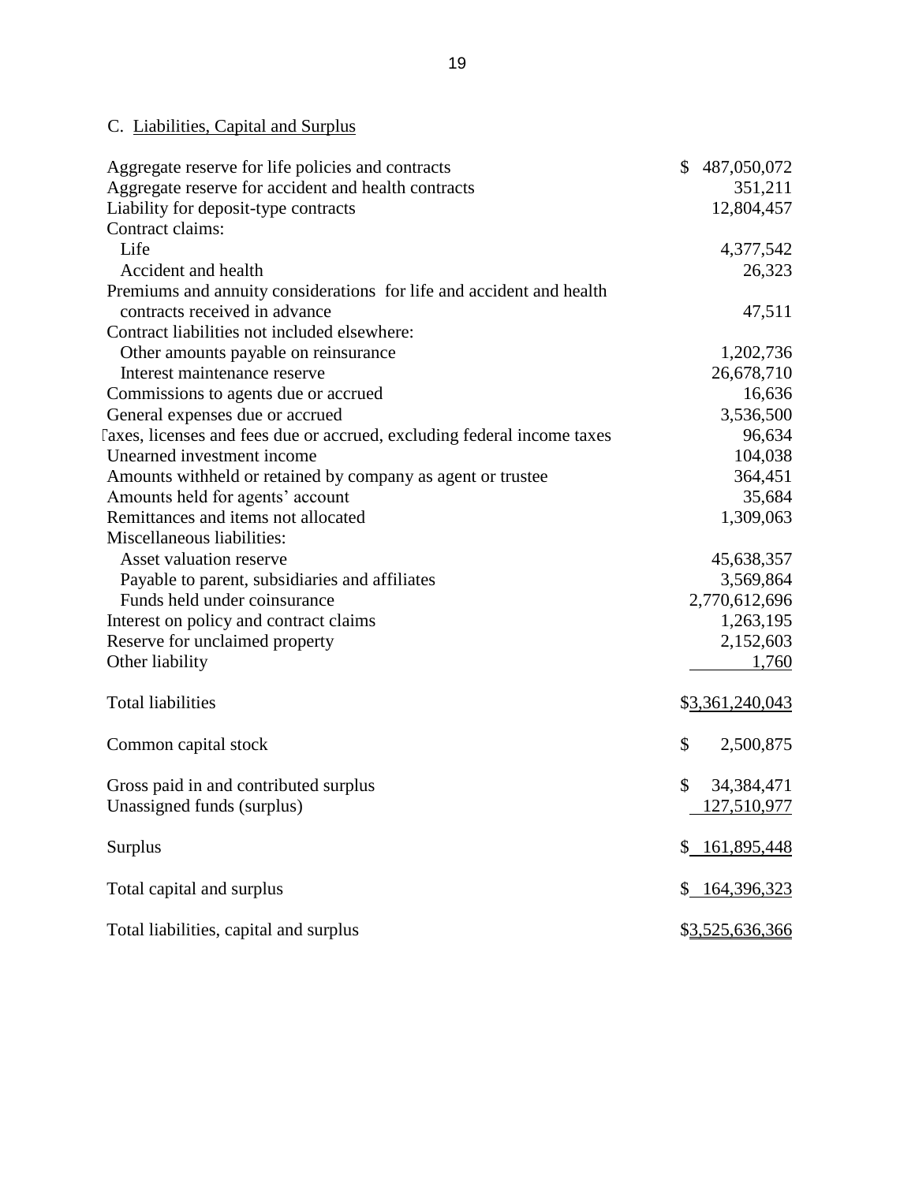## C. Liabilities, Capital and Surplus

| | |
|---|---|
| Aggregate reserve for life policies and contracts | $ 487,050,072 |
| Aggregate reserve for accident and health contracts | 351,211 |
| Liability for deposit-type contracts | 12,804,457 |
| Contract claims: | |
| Life | 4,377,542 |
| Accident and health | 26,323 |
| Premiums and annuity considerations for life and accident and health contracts received in advance | 47,511 |
| Contract liabilities not included elsewhere: | |
| Other amounts payable on reinsurance | 1,202,736 |
| Interest maintenance reserve | 26,678,710 |
| Commissions to agents due or accrued | 16,636 |
| General expenses due or accrued | 3,536,500 |
| Taxes, licenses and fees due or accrued, excluding federal income taxes | 96,634 |
| Unearned investment income | 104,038 |
| Amounts withheld or retained by company as agent or trustee | 364,451 |
| Amounts held for agents' account | 35,684 |
| Remittances and items not allocated | 1,309,063 |
| Miscellaneous liabilities: | |
| Asset valuation reserve | 45,638,357 |
| Payable to parent, subsidiaries and affiliates | 3,569,864 |
| Funds held under coinsurance | 2,770,612,696 |
| Interest on policy and contract claims | 1,263,195 |
| Reserve for unclaimed property | 2,152,603 |
| Other liability | 1,760 |
| Total liabilities | $3,361,240,043 |
| Common capital stock | $ 2,500,875 |
| Gross paid in and contributed surplus | $ 34,384,471 |
| Unassigned funds (surplus) | 127,510,977 |
| Surplus | $ 161,895,448 |
| Total capital and surplus | $ 164,396,323 |
| Total liabilities, capital and surplus | $3,525,636,366 |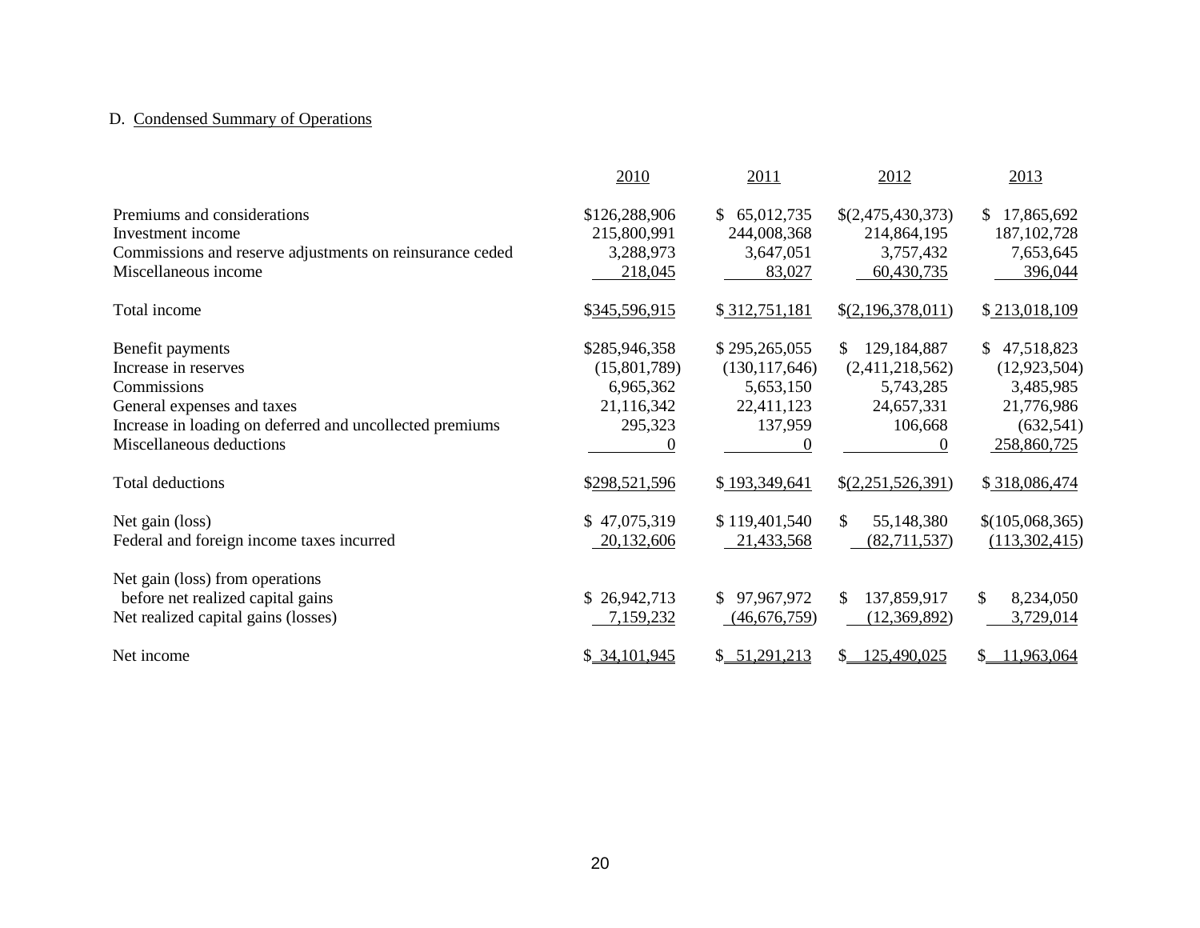D. Condensed Summary of Operations

| | 2010 | 2011 | 2012 | 2013 |
|---|---|---|---|---|
| Premiums and considerations | $126,288,906 | $ 65,012,735 | $(2,475,430,373) | $ 17,865,692 |
| Investment income | 215,800,991 | 244,008,368 | 214,864,195 | 187,102,728 |
| Commissions and reserve adjustments on reinsurance ceded | 3,288,973 | 3,647,051 | 3,757,432 | 7,653,645 |
| Miscellaneous income | 218,045 | 83,027 | 60,430,735 | 396,044 |
| Total income | $345,596,915 | $ 312,751,181 | $(2,196,378,011) | $ 213,018,109 |
| Benefit payments | $285,946,358 | $ 295,265,055 | $ 129,184,887 | $ 47,518,823 |
| Increase in reserves | (15,801,789) | (130,117,646) | (2,411,218,562) | (12,923,504) |
| Commissions | 6,965,362 | 5,653,150 | 5,743,285 | 3,485,985 |
| General expenses and taxes | 21,116,342 | 22,411,123 | 24,657,331 | 21,776,986 |
| Increase in loading on deferred and uncollected premiums | 295,323 | 137,959 | 106,668 | (632,541) |
| Miscellaneous deductions | 0 | 0 | 0 | 258,860,725 |
| Total deductions | $298,521,596 | $ 193,349,641 | $(2,251,526,391) | $ 318,086,474 |
| Net gain (loss) | $ 47,075,319 | $ 119,401,540 | $ 55,148,380 | $(105,068,365) |
| Federal and foreign income taxes incurred | 20,132,606 | 21,433,568 | (82,711,537) | (113,302,415) |
| Net gain (loss) from operations before net realized capital gains | $ 26,942,713 | $ 97,967,972 | $ 137,859,917 | $ 8,234,050 |
| Net realized capital gains (losses) | 7,159,232 | (46,676,759) | (12,369,892) | 3,729,014 |
| Net income | $ 34,101,945 | $ 51,291,213 | $ 125,490,025 | $ 11,963,064 |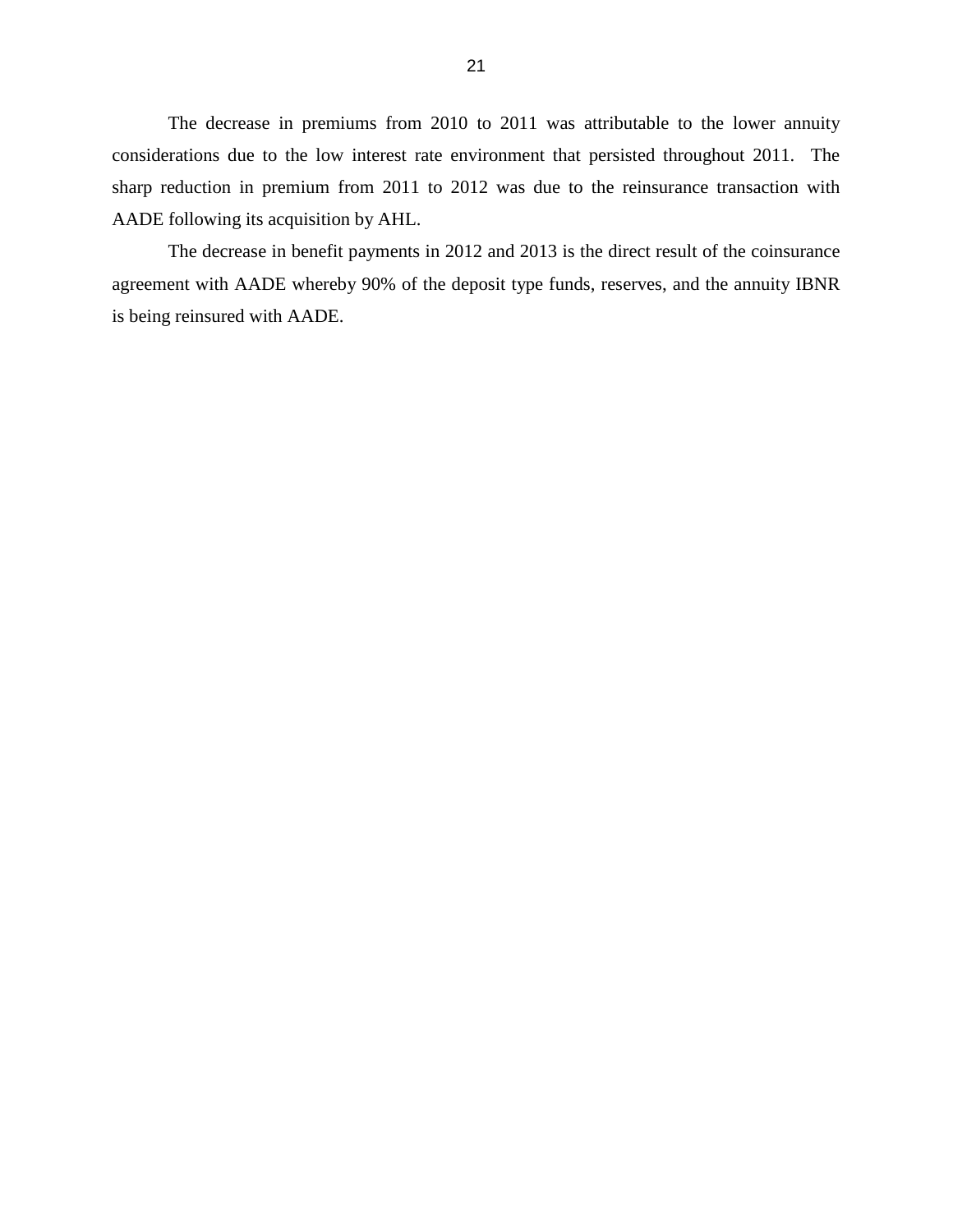The decrease in premiums from 2010 to 2011 was attributable to the lower annuity considerations due to the low interest rate environment that persisted throughout 2011. The sharp reduction in premium from 2011 to 2012 was due to the reinsurance transaction with AADE following its acquisition by AHL.

The decrease in benefit payments in 2012 and 2013 is the direct result of the coinsurance agreement with AADE whereby 90% of the deposit type funds, reserves, and the annuity IBNR is being reinsured with AADE.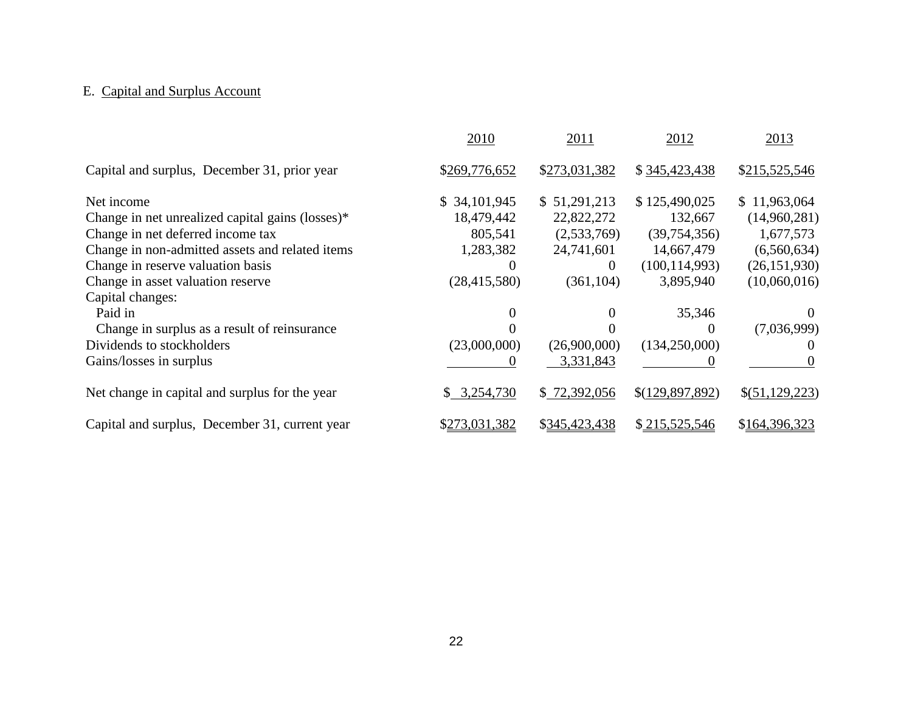E. Capital and Surplus Account

| | 2010 | 2011 | 2012 | 2013 |
|---|---|---|---|---|
| Capital and surplus, December 31, prior year | $269,776,652 | $273,031,382 | $ 345,423,438 | $215,525,546 |
| | | | | |
| Net income | $ 34,101,945 | $ 51,291,213 | $ 125,490,025 | $ 11,963,064 |
| Change in net unrealized capital gains (losses)* | 18,479,442 | 22,822,272 | 132,667 | (14,960,281) |
| Change in net deferred income tax | 805,541 | (2,533,769) | (39,754,356) | 1,677,573 |
| Change in non-admitted assets and related items | 1,283,382 | 24,741,601 | 14,667,479 | (6,560,634) |
| Change in reserve valuation basis | 0 | 0 | (100,114,993) | (26,151,930) |
| Change in asset valuation reserve | (28,415,580) | (361,104) | 3,895,940 | (10,060,016) |
| Capital changes: | | | | |
| Paid in | 0 | 0 | 35,346 | 0 |
| Change in surplus as a result of reinsurance | 0 | 0 | 0 | (7,036,999) |
| Dividends to stockholders | (23,000,000) | (26,900,000) | (134,250,000) | 0 |
| Gains/losses in surplus | 0 | 3,331,843 | 0 | 0 |
| | | | | |
| Net change in capital and surplus for the year | $ 3,254,730 | $ 72,392,056 | $(129,897,892) | $(51,129,223) |
| | | | | |
| Capital and surplus, December 31, current year | $273,031,382 | $345,423,438 | $ 215,525,546 | $164,396,323 |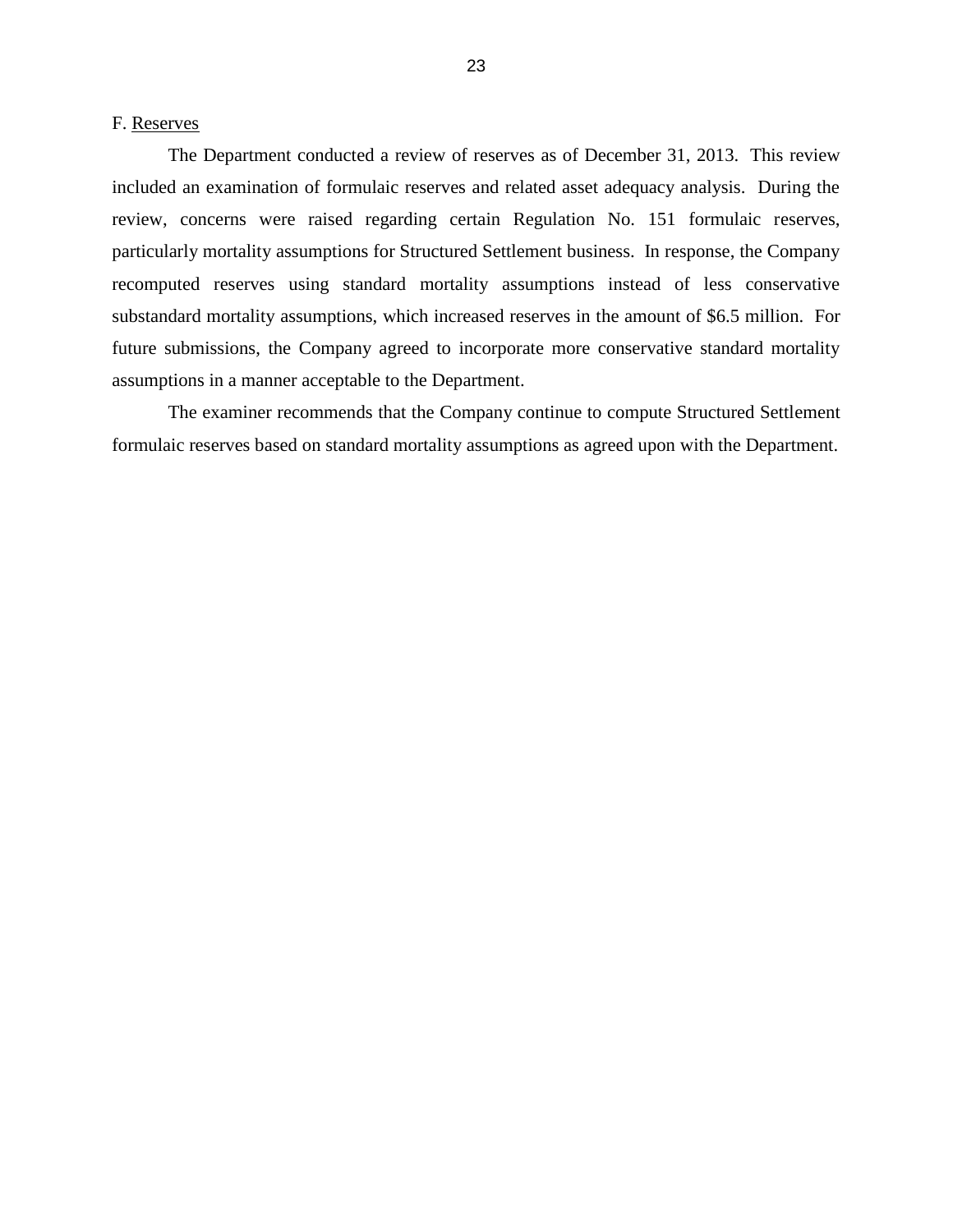F. Reserves

The Department conducted a review of reserves as of December 31, 2013. This review included an examination of formulaic reserves and related asset adequacy analysis. During the review, concerns were raised regarding certain Regulation No. 151 formulaic reserves, particularly mortality assumptions for Structured Settlement business. In response, the Company recomputed reserves using standard mortality assumptions instead of less conservative substandard mortality assumptions, which increased reserves in the amount of $6.5 million. For future submissions, the Company agreed to incorporate more conservative standard mortality assumptions in a manner acceptable to the Department.

The examiner recommends that the Company continue to compute Structured Settlement formulaic reserves based on standard mortality assumptions as agreed upon with the Department.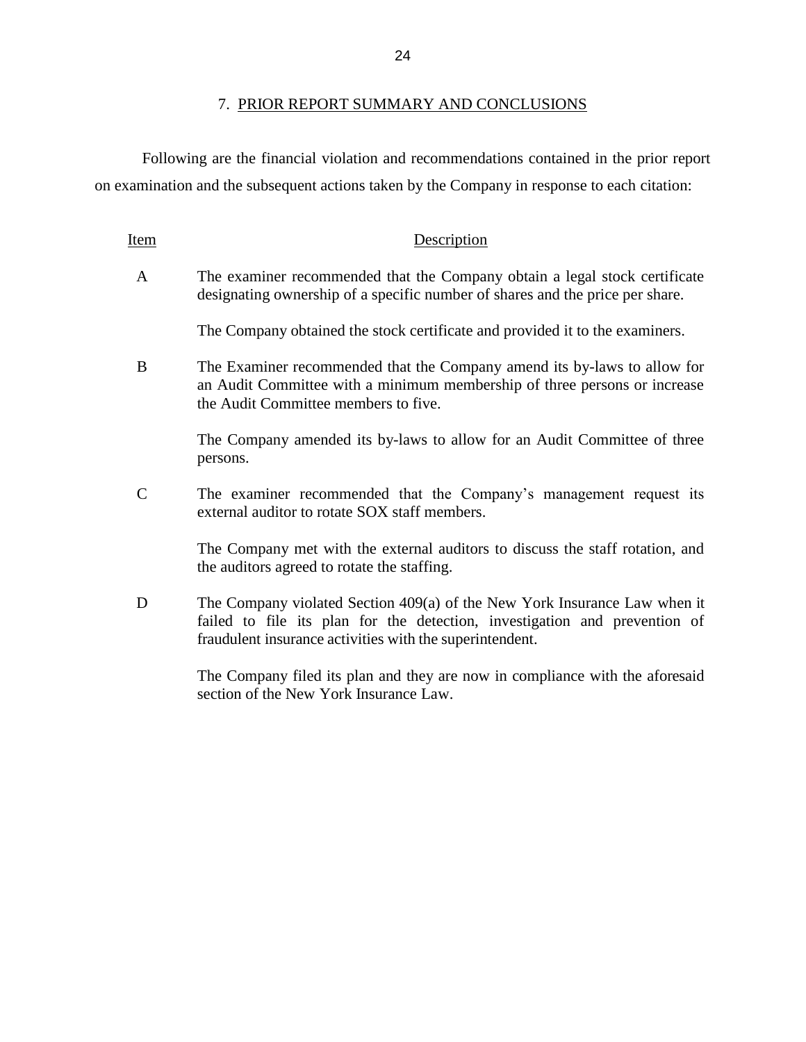## 7. PRIOR REPORT SUMMARY AND CONCLUSIONS

Following are the financial violation and recommendations contained in the prior report on examination and the subsequent actions taken by the Company in response to each citation:

| Item | Description |
|---|---|
| A | The examiner recommended that the Company obtain a legal stock certificate designating ownership of a specific number of shares and the price per share.<br><br>The Company obtained the stock certificate and provided it to the examiners. |
| B | The Examiner recommended that the Company amend its by-laws to allow for an Audit Committee with a minimum membership of three persons or increase the Audit Committee members to five.<br><br>The Company amended its by-laws to allow for an Audit Committee of three persons. |
| C | The examiner recommended that the Company's management request its external auditor to rotate SOX staff members.<br><br>The Company met with the external auditors to discuss the staff rotation, and the auditors agreed to rotate the staffing. |
| D | The Company violated Section 409(a) of the New York Insurance Law when it failed to file its plan for the detection, investigation and prevention of fraudulent insurance activities with the superintendent.<br><br>The Company filed its plan and they are now in compliance with the aforesaid section of the New York Insurance Law. |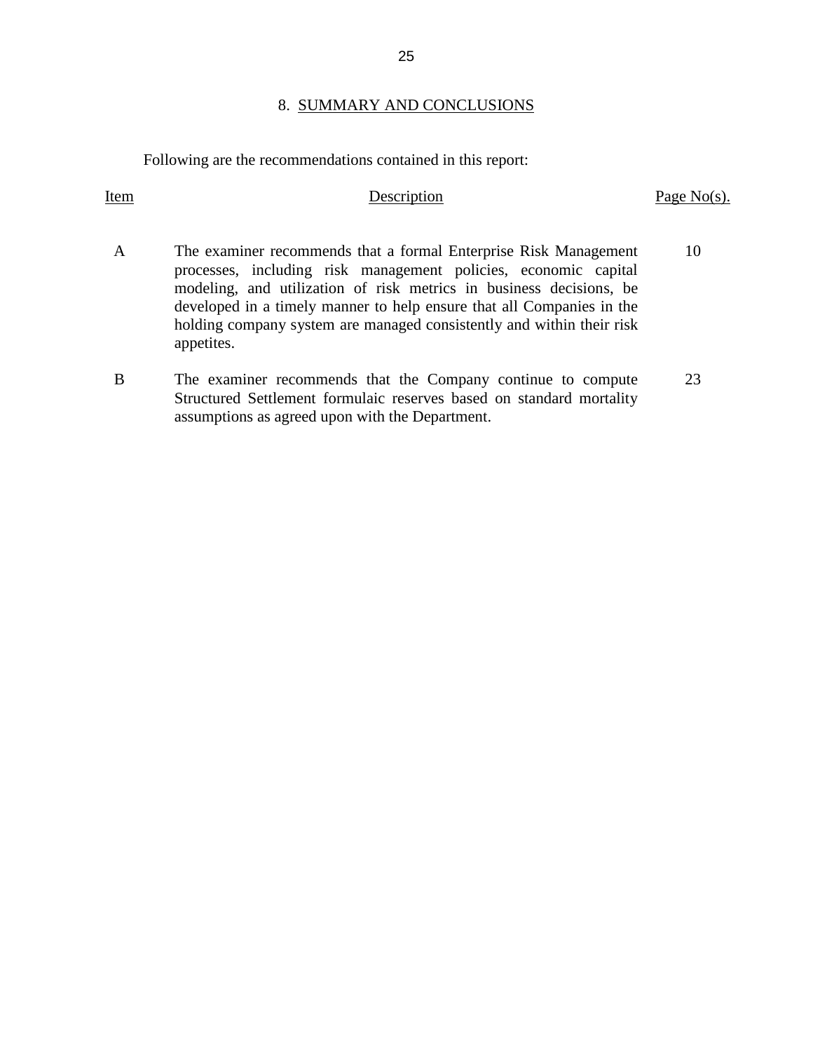## 8. SUMMARY AND CONCLUSIONS

Following are the recommendations contained in this report:

| Item | Description | Page No(s). |
|---|---|---|
| A | The examiner recommends that a formal Enterprise Risk Management processes, including risk management policies, economic capital modeling, and utilization of risk metrics in business decisions, be developed in a timely manner to help ensure that all Companies in the holding company system are managed consistently and within their risk appetites. | 10 |
| B | The examiner recommends that the Company continue to compute Structured Settlement formulaic reserves based on standard mortality assumptions as agreed upon with the Department. | 23 |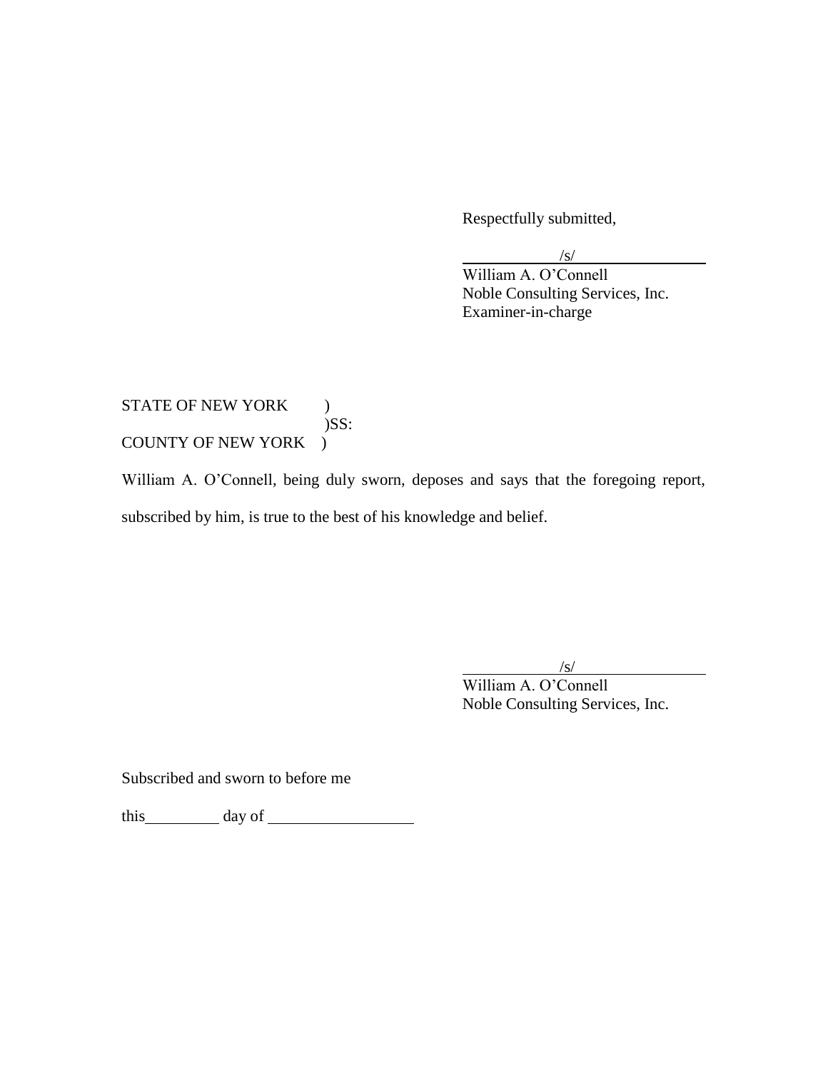Respectfully submitted,

/s/

William A. O'Connell
Noble Consulting Services, Inc.
Examiner-in-charge

STATE OF NEW YORK )
)SS:
COUNTY OF NEW YORK )

William A. O'Connell, being duly sworn, deposes and says that the foregoing report, subscribed by him, is true to the best of his knowledge and belief.

/s/

William A. O'Connell
Noble Consulting Services, Inc.

Subscribed and sworn to before me

this\_\_\_\_\_\_\_\_\_ day of \_\_\_\_\_\_\_\_\_\_\_\_\_\_\_\_\_\_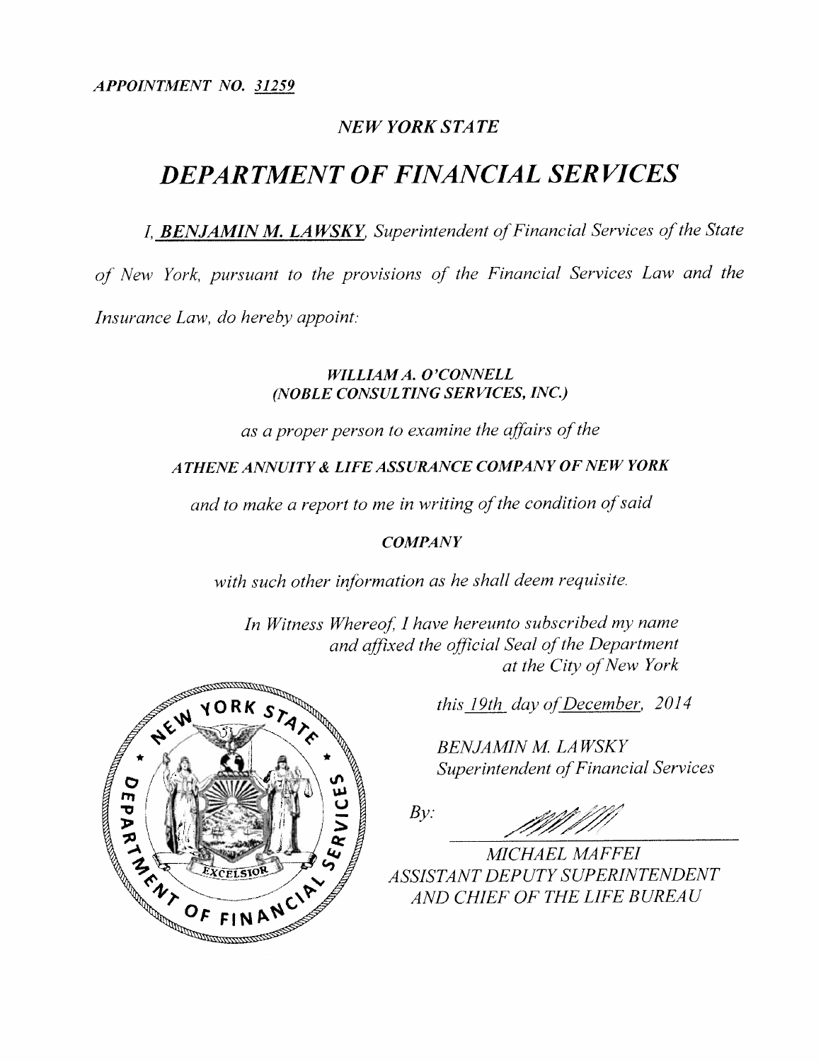*APPOINTMENT NO. 31259*

*NEW YORK STATE*

# *DEPARTMENT OF FINANCIAL SERVICES*

*I, **BENJAMIN M. LAWSKY**, Superintendent of Financial Services of the State of New York, pursuant to the provisions of the Financial Services Law and the Insurance Law, do hereby appoint:*

***WILLIAM A. O'CONNELL***
***(NOBLE CONSULTING SERVICES, INC.)***

*as a proper person to examine the affairs of the*

***ATHENE ANNUITY & LIFE ASSURANCE COMPANY OF NEW YORK***

*and to make a report to me in writing of the condition of said*

***COMPANY***

*with such other information as he shall deem requisite.*

*In Witness Whereof, I have hereunto subscribed my name and affixed the official Seal of the Department at the City of New York*

*this 19th day of December, 2014*

*BENJAMIN M. LAWSKY*
*Superintendent of Financial Services*

*By:*

*MICHAEL MAFFEI*
*ASSISTANT DEPUTY SUPERINTENDENT AND CHIEF OF THE LIFE BUREAU*

NEW YORK STATE DEPARTMENT OF FINANCIAL SERVICES
EXCELSIOR